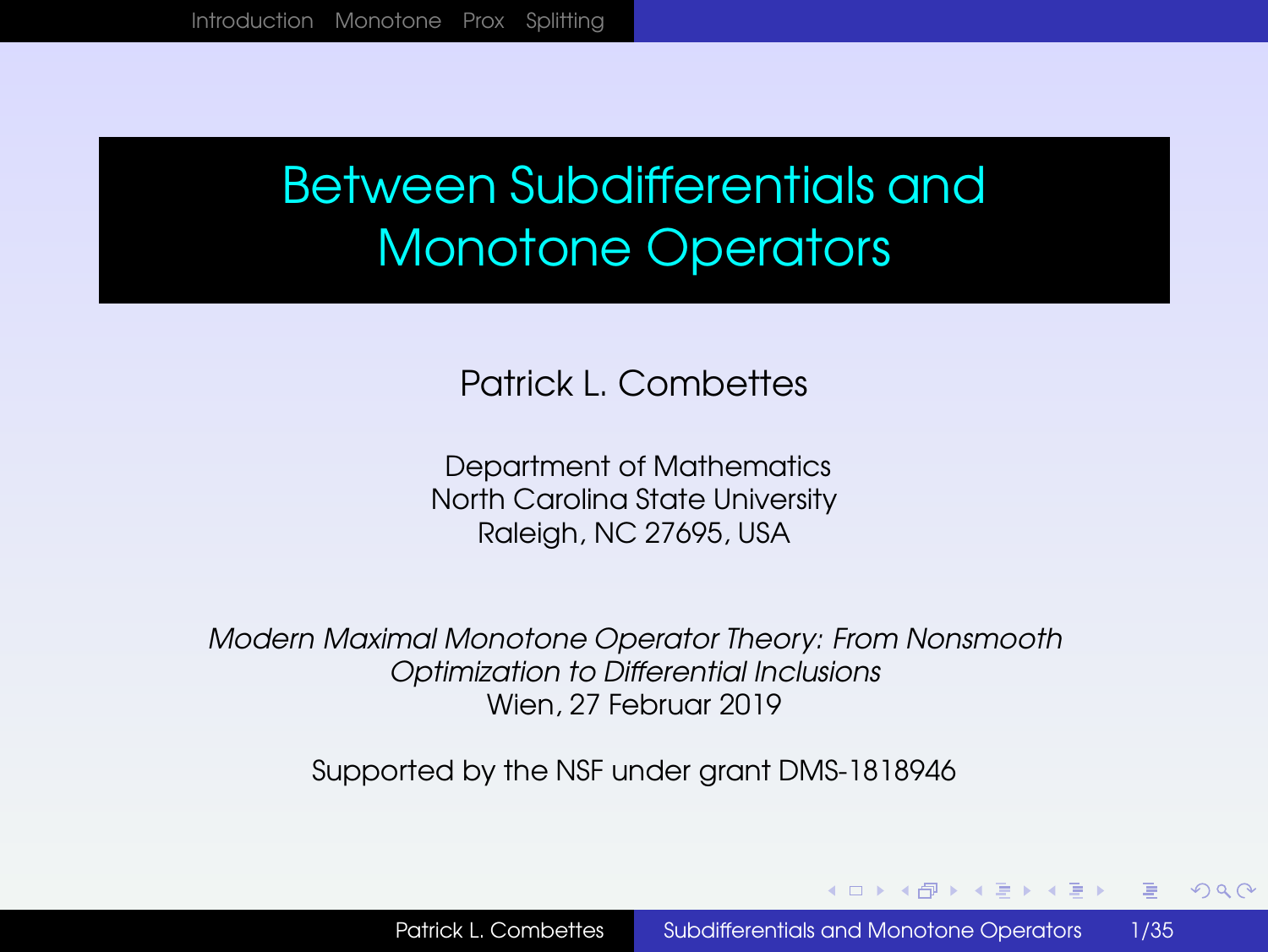# Between Subdifferentials and Monotone Operators

Patrick L. Combettes

Department of Mathematics
North Carolina State University
Raleigh, NC 27695, USA

*Modern Maximal Monotone Operator Theory: From Nonsmooth Optimization to Differential Inclusions*
Wien, 27 Februar 2019

Supported by the NSF under grant DMS-1818946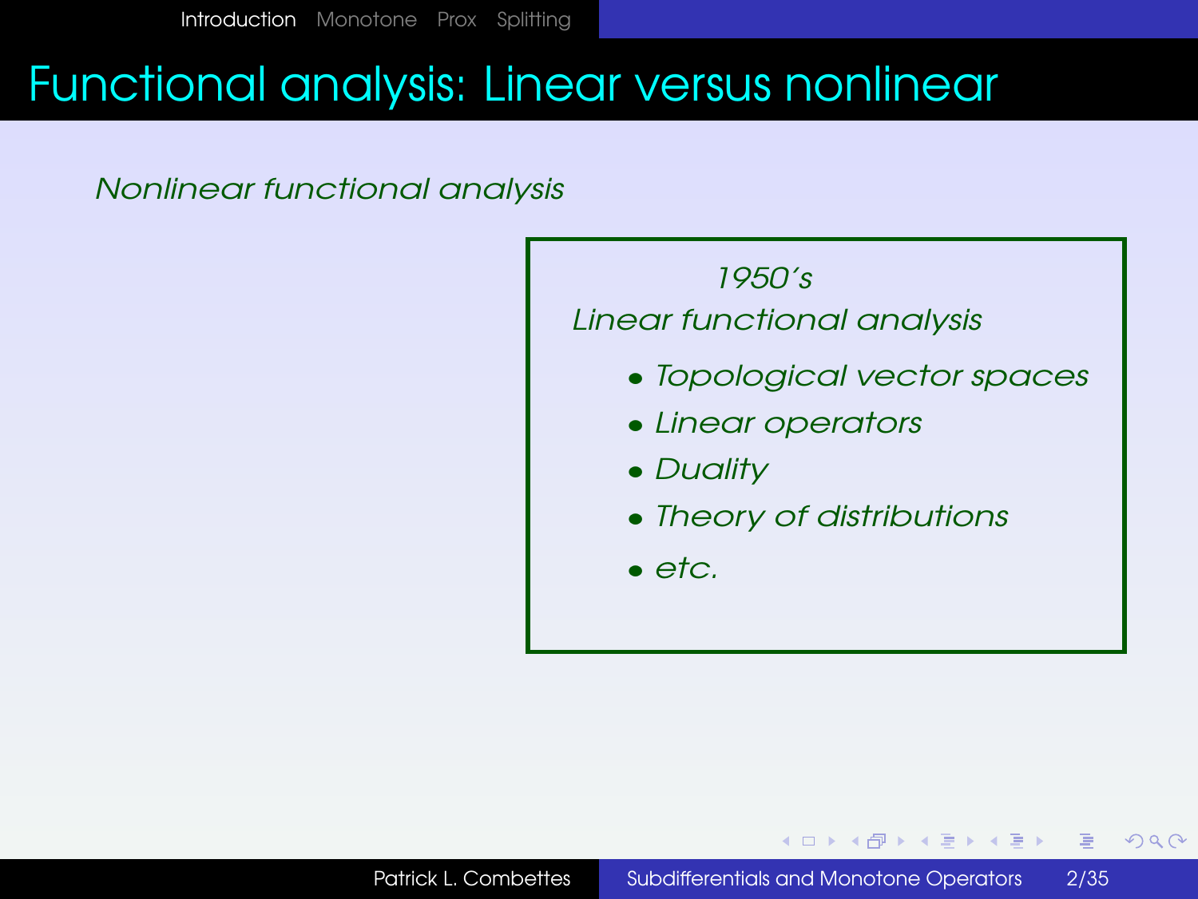# Functional analysis: Linear versus nonlinear

*Nonlinear functional analysis*

*1950's*

*Linear functional analysis*

- *Topological vector spaces*
- *Linear operators*
- *Duality*
- *Theory of distributions*
- *etc.*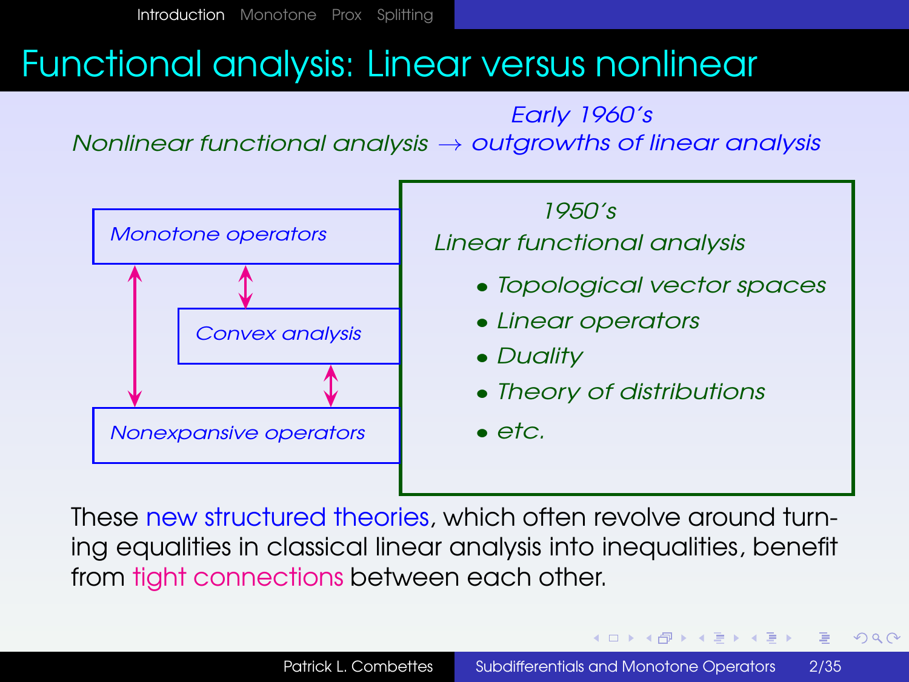# Functional analysis: Linear versus nonlinear

*Early 1960's*

*Nonlinear functional analysis* $\rightarrow$ *outgrowths of linear analysis*

*Monotone operators*

*Convex analysis*

*Nonexpansive operators*

*1950's*

*Linear functional analysis*

- *Topological vector spaces*
- *Linear operators*
- *Duality*
- *Theory of distributions*
- *etc.*

These new structured theories, which often revolve around turning equalities in classical linear analysis into inequalities, benefit from tight connections between each other.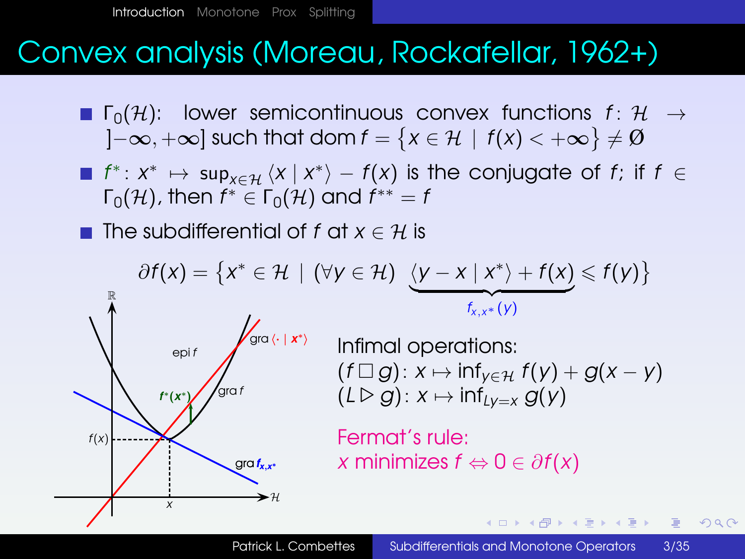# Convex analysis (Moreau, Rockafellar, 1962+)

- $\Gamma_0(\mathcal{H})$: lower semicontinuous convex functions $f\colon \mathcal{H} \to ]-\infty,+\infty]$ such that $\operatorname{dom} f = \{x \in \mathcal{H} \mid f(x) < +\infty\} \neq \varnothing$
- $f^*\colon x^* \mapsto \sup_{x\in\mathcal{H}} \langle x \mid x^*\rangle - f(x)$ is the conjugate of $f$; if $f \in \Gamma_0(\mathcal{H})$, then $f^* \in \Gamma_0(\mathcal{H})$ and $f^{**} = f$
- The subdifferential of $f$ at $x \in \mathcal{H}$ is

$$\partial f(x) = \big\{x^* \in \mathcal{H} \mid (\forall y \in \mathcal{H})\ \underbrace{\langle y - x \mid x^*\rangle + f(x)}_{f_{x,x^*}(y)} \leqslant f(y)\big\}$$

Infimal operations:
$(f \,\square\, g)\colon x \mapsto \inf_{y\in\mathcal{H}} f(y) + g(x-y)$
$(L \rhd g)\colon x \mapsto \inf_{Ly=x} g(y)$

Fermat's rule:
$x$ minimizes $f \Leftrightarrow 0 \in \partial f(x)$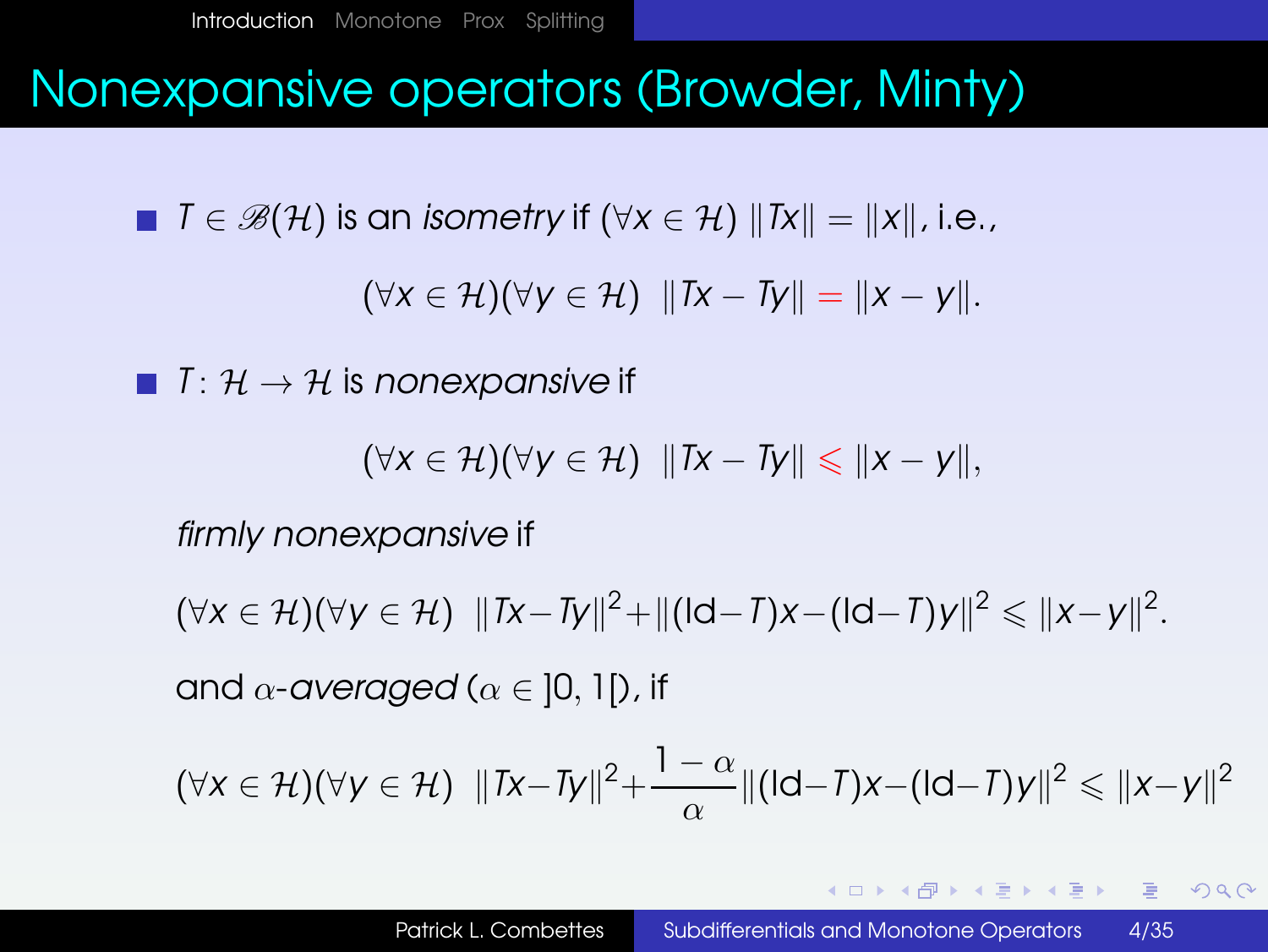# Nonexpansive operators (Browder, Minty)

- $T \in \mathscr{B}(\mathcal{H})$ is an *isometry* if $(\forall x \in \mathcal{H})\ \|Tx\| = \|x\|$, i.e.,

$$(\forall x \in \mathcal{H})(\forall y \in \mathcal{H}) \ \ \|Tx - Ty\| = \|x - y\|.$$

- $T\colon \mathcal{H} \to \mathcal{H}$ is *nonexpansive* if

$$(\forall x \in \mathcal{H})(\forall y \in \mathcal{H}) \ \ \|Tx - Ty\| \leqslant \|x - y\|,$$

  *firmly nonexpansive* if

$$(\forall x \in \mathcal{H})(\forall y \in \mathcal{H}) \ \ \|Tx - Ty\|^2 + \|(\mathrm{Id} - T)x - (\mathrm{Id} - T)y\|^2 \leqslant \|x - y\|^2.$$

  and $\alpha$-*averaged* ($\alpha \in \,]0,1[$), if

$$(\forall x \in \mathcal{H})(\forall y \in \mathcal{H}) \ \ \|Tx - Ty\|^2 + \frac{1-\alpha}{\alpha}\|(\mathrm{Id} - T)x - (\mathrm{Id} - T)y\|^2 \leqslant \|x - y\|^2$$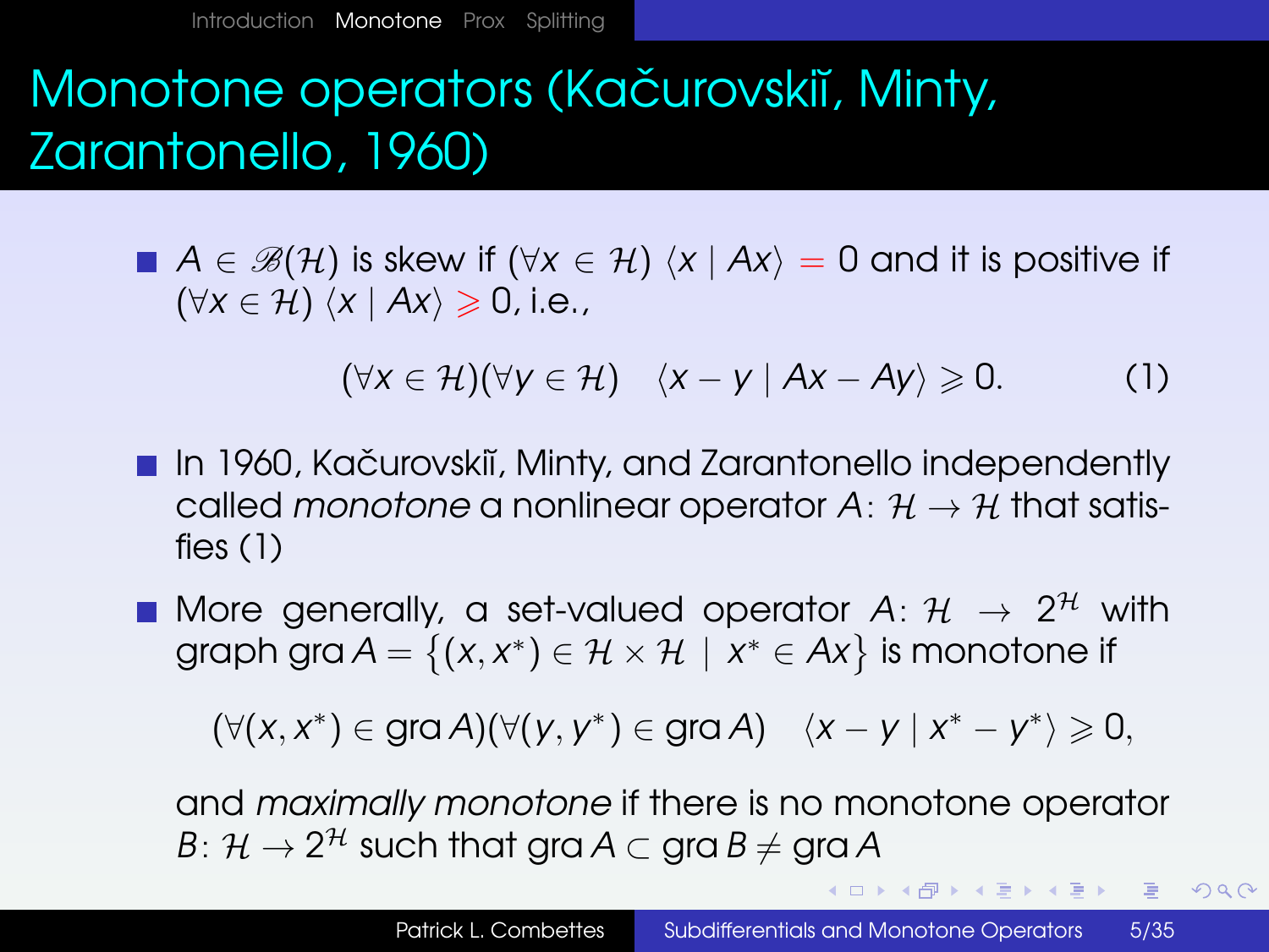# Monotone operators (Kačurovskiĭ, Minty, Zarantonello, 1960)

- $A \in \mathscr{B}(\mathcal{H})$ is skew if $(\forall x \in \mathcal{H})$ $\langle x \mid Ax \rangle = 0$ and it is positive if $(\forall x \in \mathcal{H})$ $\langle x \mid Ax \rangle \geqslant 0$, i.e.,

$$(\forall x \in \mathcal{H})(\forall y \in \mathcal{H}) \quad \langle x - y \mid Ax - Ay \rangle \geqslant 0. \tag{1}$$

- In 1960, Kačurovskiĭ, Minty, and Zarantonello independently called *monotone* a nonlinear operator $A \colon \mathcal{H} \to \mathcal{H}$ that satisfies (1)

- More generally, a set-valued operator $A \colon \mathcal{H} \to 2^{\mathcal{H}}$ with graph $\operatorname{gra} A = \big\{(x, x^*) \in \mathcal{H} \times \mathcal{H} \mid x^* \in Ax\big\}$ is monotone if

$$(\forall (x, x^*) \in \operatorname{gra} A)(\forall (y, y^*) \in \operatorname{gra} A) \quad \langle x - y \mid x^* - y^* \rangle \geqslant 0,$$

  and *maximally monotone* if there is no monotone operator $B \colon \mathcal{H} \to 2^{\mathcal{H}}$ such that $\operatorname{gra} A \subset \operatorname{gra} B \neq \operatorname{gra} A$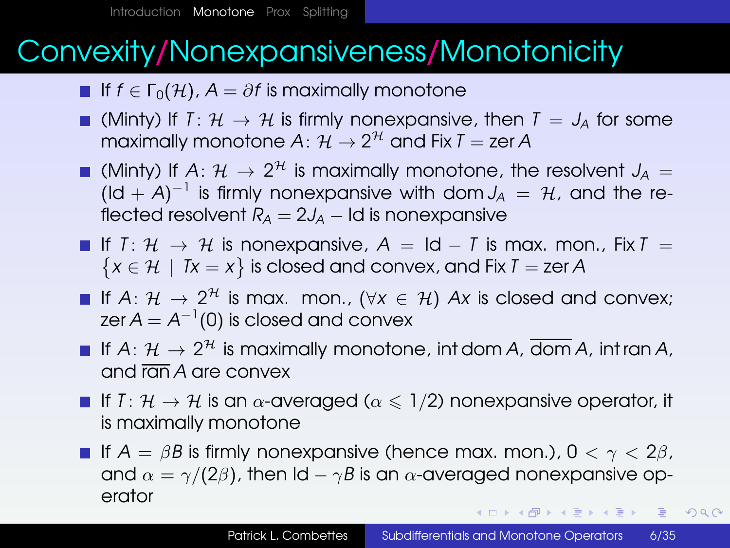# Convexity/Nonexpansiveness/Monotonicity

- If $f \in \Gamma_0(\mathcal{H})$, $A = \partial f$ is maximally monotone
- (Minty) If $T\colon \mathcal{H} \to \mathcal{H}$ is firmly nonexpansive, then $T = J_A$ for some maximally monotone $A\colon \mathcal{H} \to 2^{\mathcal{H}}$ and $\operatorname{Fix} T = \operatorname{zer} A$
- (Minty) If $A\colon \mathcal{H} \to 2^{\mathcal{H}}$ is maximally monotone, the resolvent $J_A = (\operatorname{Id} + A)^{-1}$ is firmly nonexpansive with $\operatorname{dom} J_A = \mathcal{H}$, and the reflected resolvent $R_A = 2J_A - \operatorname{Id}$ is nonexpansive
- If $T\colon \mathcal{H} \to \mathcal{H}$ is nonexpansive, $A = \operatorname{Id} - T$ is max. mon., $\operatorname{Fix} T = \{x \in \mathcal{H} \mid Tx = x\}$ is closed and convex, and $\operatorname{Fix} T = \operatorname{zer} A$
- If $A\colon \mathcal{H} \to 2^{\mathcal{H}}$ is max. mon., $(\forall x \in \mathcal{H})$ $Ax$ is closed and convex; $\operatorname{zer} A = A^{-1}(0)$ is closed and convex
- If $A\colon \mathcal{H} \to 2^{\mathcal{H}}$ is maximally monotone, $\operatorname{int}\operatorname{dom} A$, $\overline{\operatorname{dom}}\, A$, $\operatorname{int}\operatorname{ran} A$, and $\overline{\operatorname{ran}}\, A$ are convex
- If $T\colon \mathcal{H} \to \mathcal{H}$ is an $\alpha$-averaged ($\alpha \leqslant 1/2$) nonexpansive operator, it is maximally monotone
- If $A = \beta B$ is firmly nonexpansive (hence max. mon.), $0 < \gamma < 2\beta$, and $\alpha = \gamma/(2\beta)$, then $\operatorname{Id} - \gamma B$ is an $\alpha$-averaged nonexpansive operator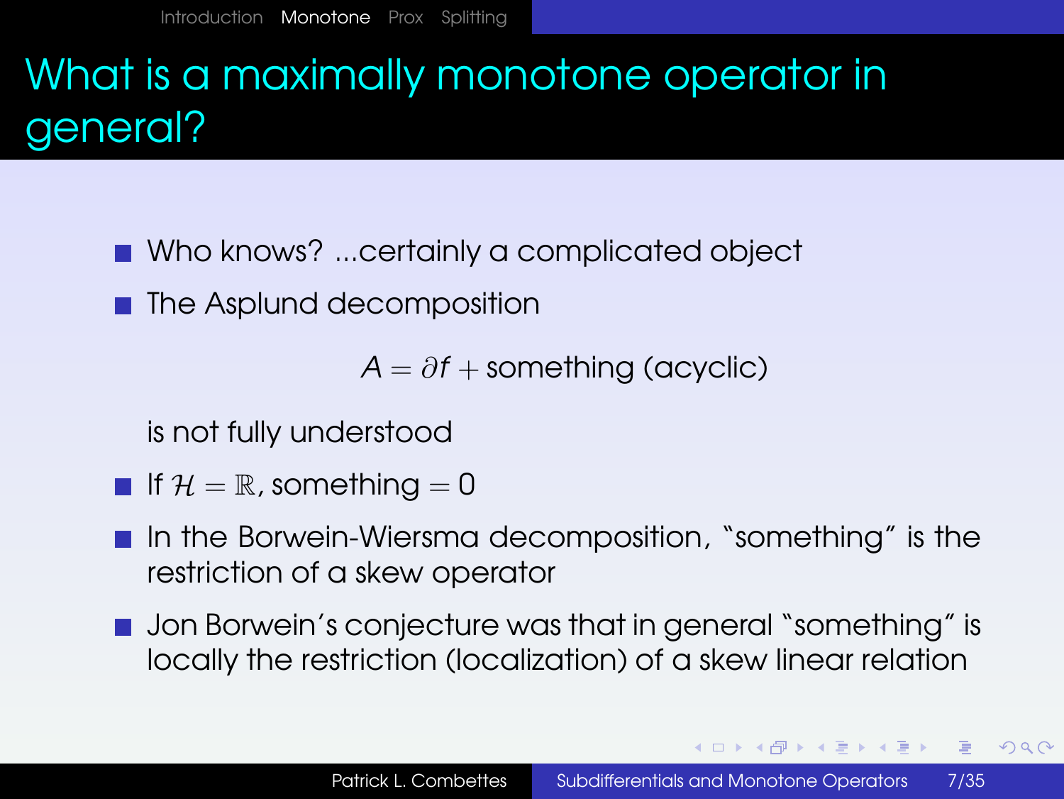# What is a maximally monotone operator in general?

- Who knows? ...certainly a complicated object
- The Asplund decomposition

  $$A = \partial f + \text{something (acyclic)}$$

  is not fully understood
- If $\mathcal{H} = \mathbb{R}$, something $= 0$
- In the Borwein-Wiersma decomposition, "something" is the restriction of a skew operator
- Jon Borwein's conjecture was that in general "something" is locally the restriction (localization) of a skew linear relation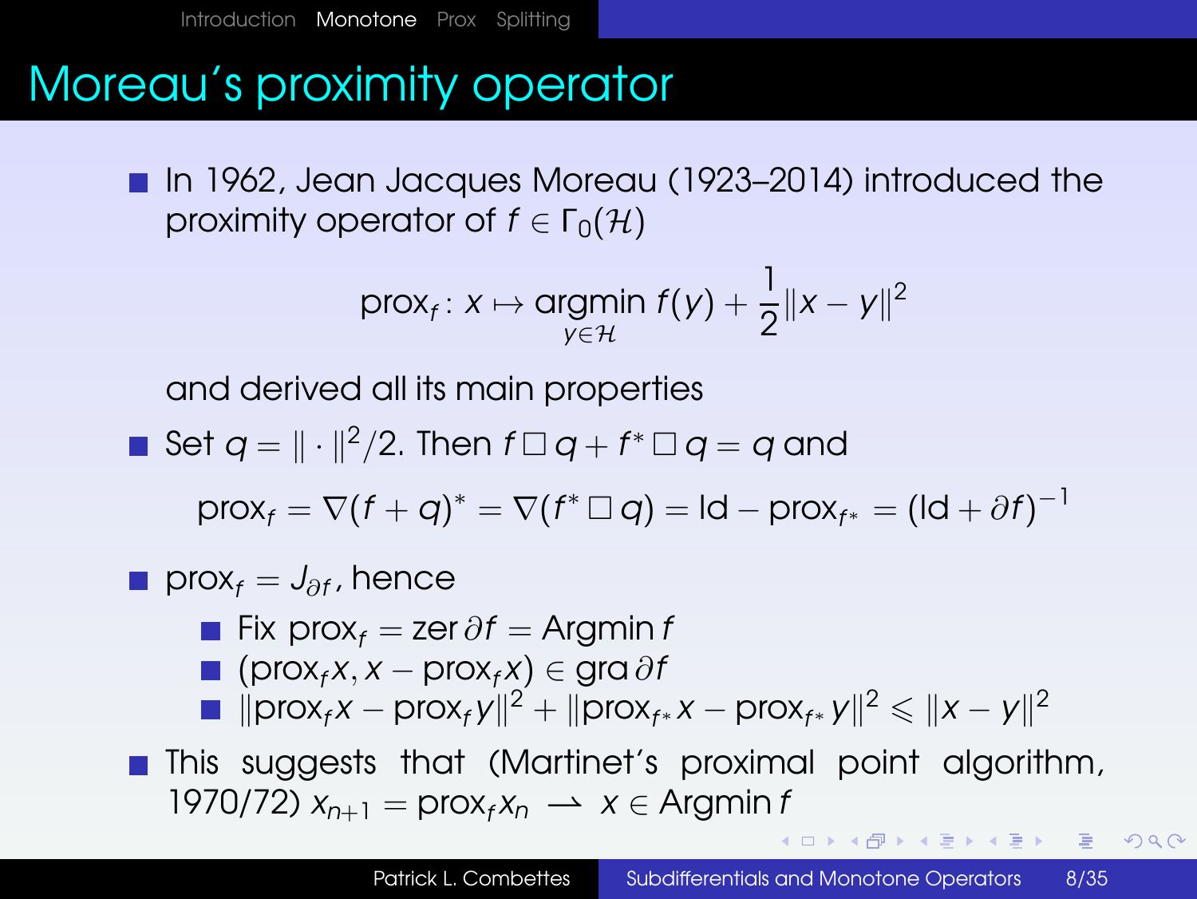# Moreau's proximity operator

- In 1962, Jean Jacques Moreau (1923–2014) introduced the proximity operator of $f \in \Gamma_0(\mathcal{H})$

$$\operatorname{prox}_f \colon x \mapsto \underset{y \in \mathcal{H}}{\operatorname{argmin}}\, f(y) + \frac{1}{2}\|x - y\|^2$$

  and derived all its main properties

- Set $q = \|\cdot\|^2/2$. Then $f \,\square\, q + f^* \,\square\, q = q$ and

$$\operatorname{prox}_f = \nabla(f + q)^* = \nabla(f^* \,\square\, q) = \operatorname{Id} - \operatorname{prox}_{f^*} = (\operatorname{Id} + \partial f)^{-1}$$

- $\operatorname{prox}_f = J_{\partial f}$, hence
  - $\operatorname{Fix} \operatorname{prox}_f = \operatorname{zer} \partial f = \operatorname{Argmin} f$
  - $(\operatorname{prox}_f x, x - \operatorname{prox}_f x) \in \operatorname{gra} \partial f$
  - $\|\operatorname{prox}_f x - \operatorname{prox}_f y\|^2 + \|\operatorname{prox}_{f^*} x - \operatorname{prox}_{f^*} y\|^2 \leqslant \|x - y\|^2$

- This suggests that (Martinet's proximal point algorithm, 1970/72) $x_{n+1} = \operatorname{prox}_f x_n \rightharpoonup x \in \operatorname{Argmin} f$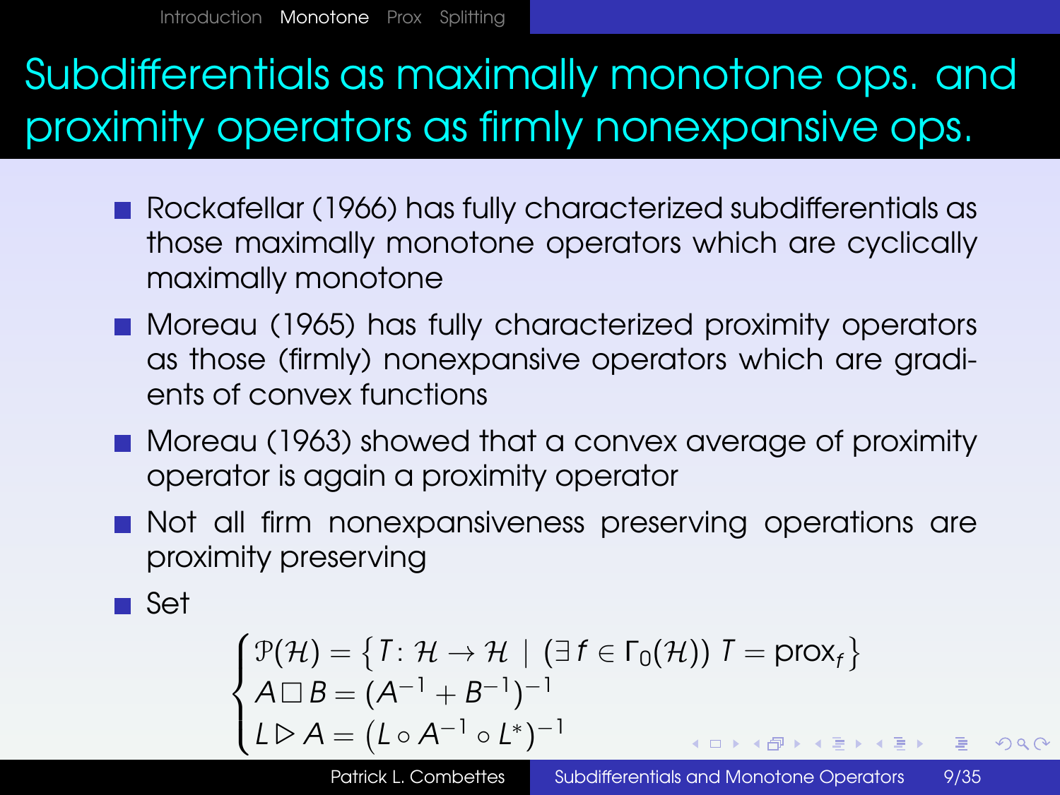# Subdifferentials as maximally monotone ops. and proximity operators as firmly nonexpansive ops.

- Rockafellar (1966) has fully characterized subdifferentials as those maximally monotone operators which are cyclically maximally monotone
- Moreau (1965) has fully characterized proximity operators as those (firmly) nonexpansive operators which are gradients of convex functions
- Moreau (1963) showed that a convex average of proximity operator is again a proximity operator
- Not all firm nonexpansiveness preserving operations are proximity preserving
- Set

$$
\begin{cases}
\mathcal{P}(\mathcal{H}) = \big\{ T \colon \mathcal{H} \to \mathcal{H} \mid (\exists f \in \Gamma_0(\mathcal{H}))\ T = \operatorname{prox}_f \big\} \\
A \,\square\, B = (A^{-1} + B^{-1})^{-1} \\
L \triangleright A = \big(L \circ A^{-1} \circ L^*\big)^{-1}
\end{cases}
$$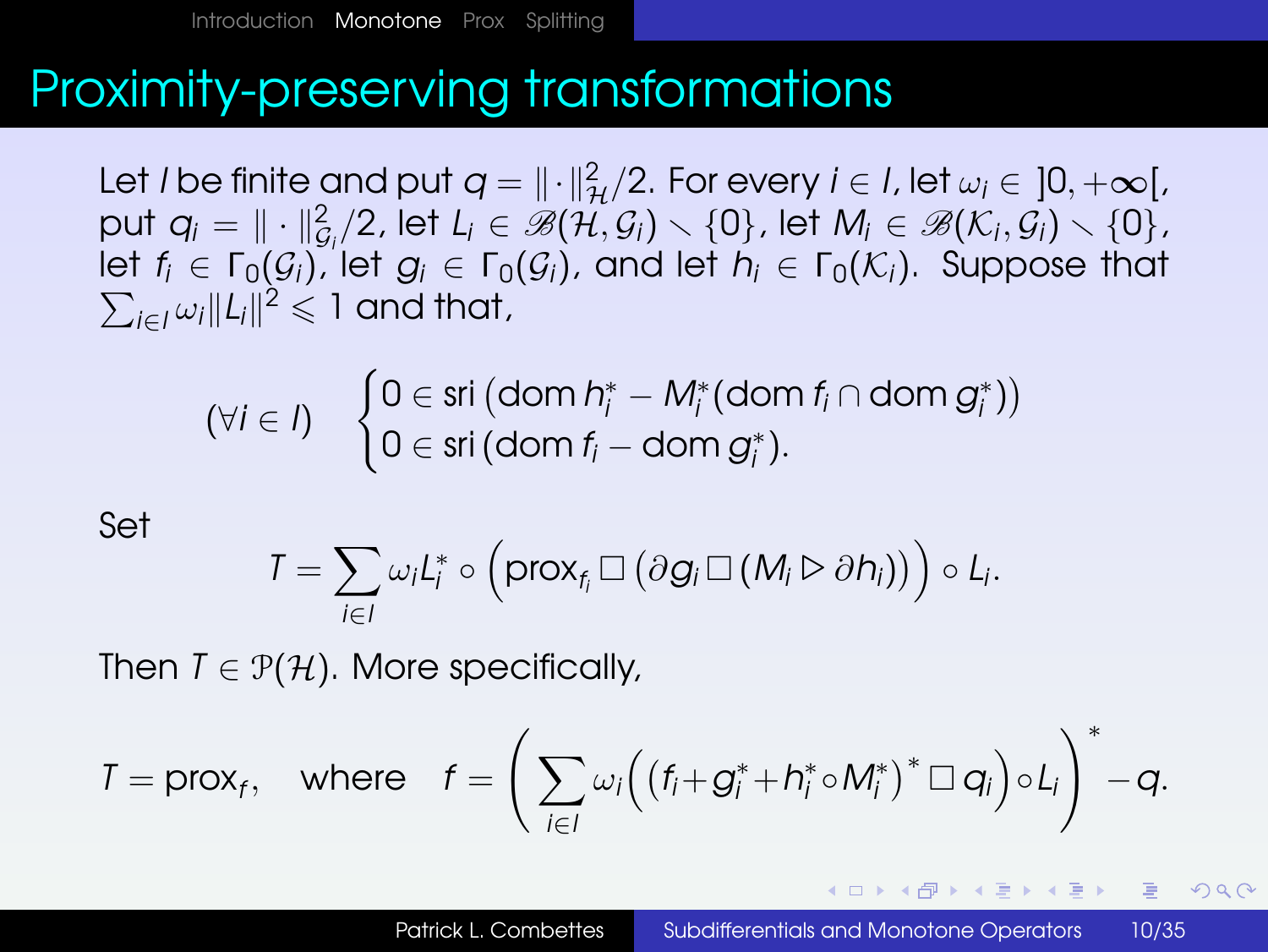# Proximity-preserving transformations

Let $I$ be finite and put $q = \|\cdot\|_{\mathcal{H}}^2/2$. For every $i \in I$, let $\omega_i \in \,]0,+\infty[$, put $q_i = \|\cdot\|_{\mathcal{G}_i}^2/2$, let $L_i \in \mathscr{B}(\mathcal{H},\mathcal{G}_i) \smallsetminus \{0\}$, let $M_i \in \mathscr{B}(\mathcal{K}_i,\mathcal{G}_i) \smallsetminus \{0\}$, let $f_i \in \Gamma_0(\mathcal{G}_i)$, let $g_i \in \Gamma_0(\mathcal{G}_i)$, and let $h_i \in \Gamma_0(\mathcal{K}_i)$. Suppose that $\sum_{i\in I} \omega_i \|L_i\|^2 \leqslant 1$ and that,

$$(\forall i \in I) \quad \begin{cases} 0 \in \operatorname{sri}\left(\operatorname{dom} h_i^* - M_i^*(\operatorname{dom} f_i \cap \operatorname{dom} g_i^*)\right) \\ 0 \in \operatorname{sri}\left(\operatorname{dom} f_i - \operatorname{dom} g_i^*\right). \end{cases}$$

Set

$$T = \sum_{i\in I} \omega_i L_i^* \circ \Big(\operatorname{prox}_{f_i} \,\square\, \left(\partial g_i \,\square\, (M_i \triangleright \partial h_i)\right)\Big) \circ L_i.$$

Then $T \in \mathcal{P}(\mathcal{H})$. More specifically,

$$T = \operatorname{prox}_f, \quad \text{where} \quad f = \left( \sum_{i\in I} \omega_i \Big( \left(f_i + g_i^* + h_i^* \circ M_i^*\right)^* \,\square\, q_i \Big) \circ L_i \right)^* - q.$$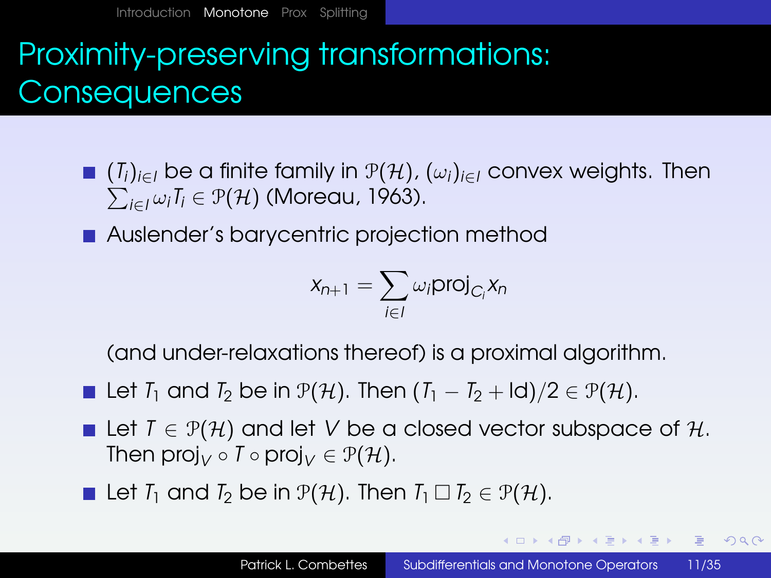# Proximity-preserving transformations: Consequences

- $(T_i)_{i\in I}$ be a finite family in $\mathcal{P}(\mathcal{H})$, $(\omega_i)_{i\in I}$ convex weights. Then $\sum_{i\in I}\omega_i T_i \in \mathcal{P}(\mathcal{H})$ (Moreau, 1963).
- Auslender's barycentric projection method

$$x_{n+1} = \sum_{i\in I} \omega_i \text{proj}_{C_i} x_n$$

  (and under-relaxations thereof) is a proximal algorithm.
- Let $T_1$ and $T_2$ be in $\mathcal{P}(\mathcal{H})$. Then $(T_1 - T_2 + \text{Id})/2 \in \mathcal{P}(\mathcal{H})$.
- Let $T \in \mathcal{P}(\mathcal{H})$ and let $V$ be a closed vector subspace of $\mathcal{H}$. Then $\text{proj}_V \circ T \circ \text{proj}_V \in \mathcal{P}(\mathcal{H})$.
- Let $T_1$ and $T_2$ be in $\mathcal{P}(\mathcal{H})$. Then $T_1 \,\Box\, T_2 \in \mathcal{P}(\mathcal{H})$.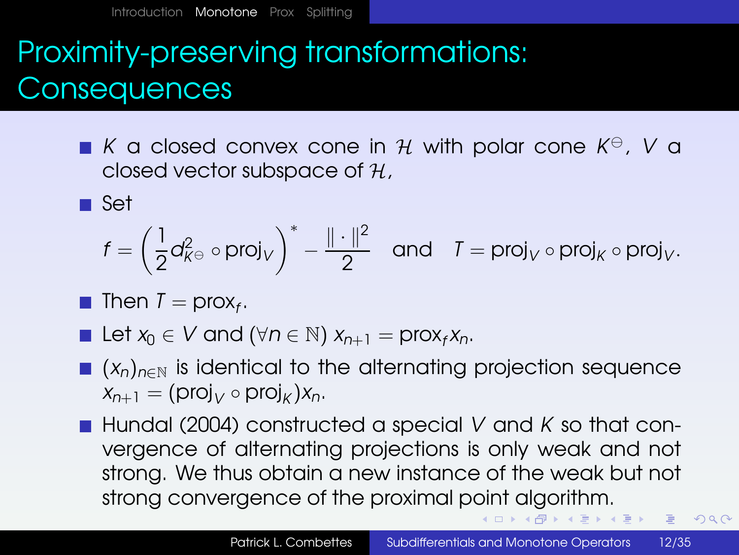# Proximity-preserving transformations: Consequences

- $K$ a closed convex cone in $\mathcal{H}$ with polar cone $K^\ominus$, $V$ a closed vector subspace of $\mathcal{H}$,
- Set

$$f = \left(\frac{1}{2}d^2_{K^\ominus} \circ \text{proj}_V\right)^* - \frac{\|\cdot\|^2}{2} \quad \text{and} \quad T = \text{proj}_V \circ \text{proj}_K \circ \text{proj}_V.$$

- Then $T = \text{prox}_f$.
- Let $x_0 \in V$ and $(\forall n \in \mathbb{N})$ $x_{n+1} = \text{prox}_f x_n$.
- $(x_n)_{n\in\mathbb{N}}$ is identical to the alternating projection sequence $x_{n+1} = (\text{proj}_V \circ \text{proj}_K)x_n$.
- Hundal (2004) constructed a special $V$ and $K$ so that convergence of alternating projections is only weak and not strong. We thus obtain a new instance of the weak but not strong convergence of the proximal point algorithm.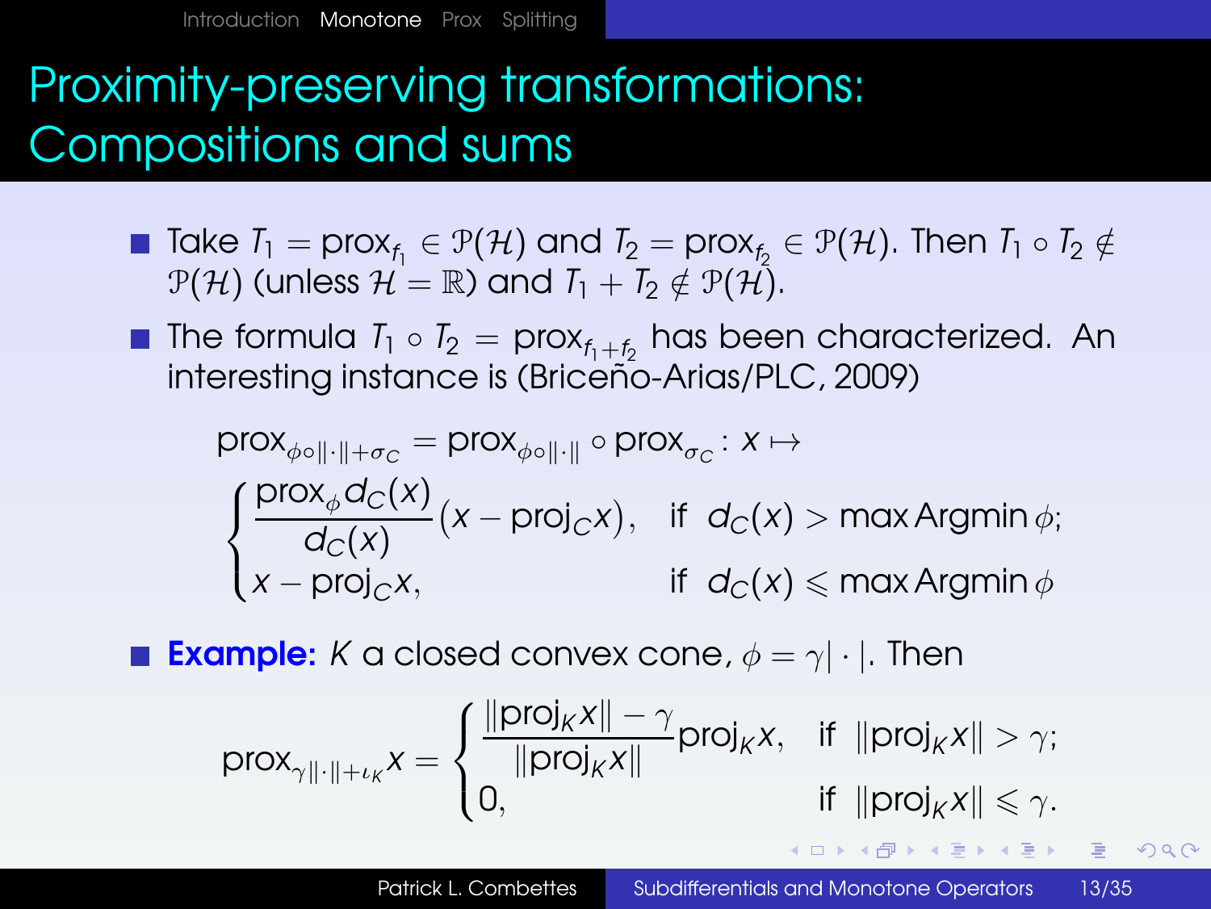# Proximity-preserving transformations: Compositions and sums

- Take $T_1 = \mathrm{prox}_{f_1} \in \mathcal{P}(\mathcal{H})$ and $T_2 = \mathrm{prox}_{f_2} \in \mathcal{P}(\mathcal{H})$. Then $T_1 \circ T_2 \notin \mathcal{P}(\mathcal{H})$ (unless $\mathcal{H} = \mathbb{R}$) and $T_1 + T_2 \notin \mathcal{P}(\mathcal{H})$.
- The formula $T_1 \circ T_2 = \mathrm{prox}_{f_1 + f_2}$ has been characterized. An interesting instance is (Briceño-Arias/PLC, 2009)

$$\mathrm{prox}_{\phi\circ\|\cdot\|+\sigma_C} = \mathrm{prox}_{\phi\circ\|\cdot\|} \circ \mathrm{prox}_{\sigma_C} : x \mapsto$$

$$\begin{cases} \dfrac{\mathrm{prox}_\phi d_C(x)}{d_C(x)}\big(x - \mathrm{proj}_C x\big), & \text{if } \; d_C(x) > \max \operatorname{Argmin} \phi; \\ x - \mathrm{proj}_C x, & \text{if } \; d_C(x) \leqslant \max \operatorname{Argmin} \phi \end{cases}$$

- **Example:** $K$ a closed convex cone, $\phi = \gamma|\cdot|$. Then

$$\mathrm{prox}_{\gamma\|\cdot\|+\iota_K} x = \begin{cases} \dfrac{\|\mathrm{proj}_K x\| - \gamma}{\|\mathrm{proj}_K x\|}\mathrm{proj}_K x, & \text{if } \; \|\mathrm{proj}_K x\| > \gamma; \\ 0, & \text{if } \; \|\mathrm{proj}_K x\| \leqslant \gamma. \end{cases}$$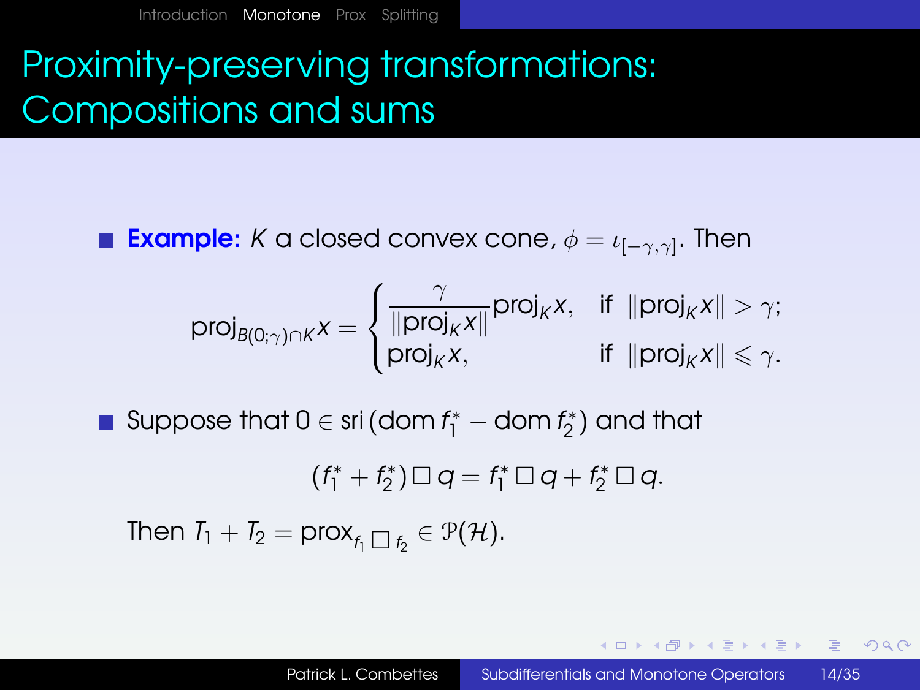# Proximity-preserving transformations: Compositions and sums

- **Example:** $K$ a closed convex cone, $\phi = \iota_{[-\gamma,\gamma]}$. Then

$$\operatorname{proj}_{B(0;\gamma)\cap K} x = \begin{cases} \dfrac{\gamma}{\|\operatorname{proj}_K x\|}\operatorname{proj}_K x, & \text{if } \ \|\operatorname{proj}_K x\| > \gamma; \\ \operatorname{proj}_K x, & \text{if } \ \|\operatorname{proj}_K x\| \leqslant \gamma. \end{cases}$$

- Suppose that $0 \in \operatorname{sri}(\operatorname{dom} f_1^* - \operatorname{dom} f_2^*)$ and that

$$(f_1^* + f_2^*) \,\square\, q = f_1^* \,\square\, q + f_2^* \,\square\, q.$$

Then $T_1 + T_2 = \operatorname{prox}_{f_1 \,\square\, f_2} \in \mathcal{P}(\mathcal{H})$.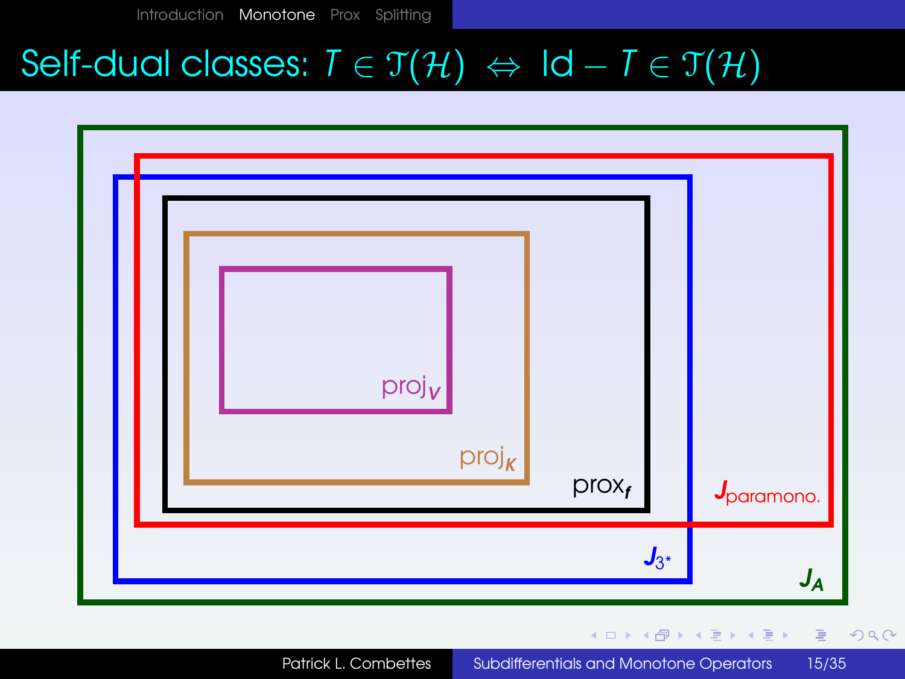# Self-dual classes: $T \in \mathcal{T}(\mathcal{H}) \Leftrightarrow \mathrm{Id} - T \in \mathcal{T}(\mathcal{H})$

$\mathrm{proj}_V$

$\mathrm{proj}_K$

$\mathrm{prox}_f$

$J_{\text{paramono.}}$

$J_{3^*}$

$J_A$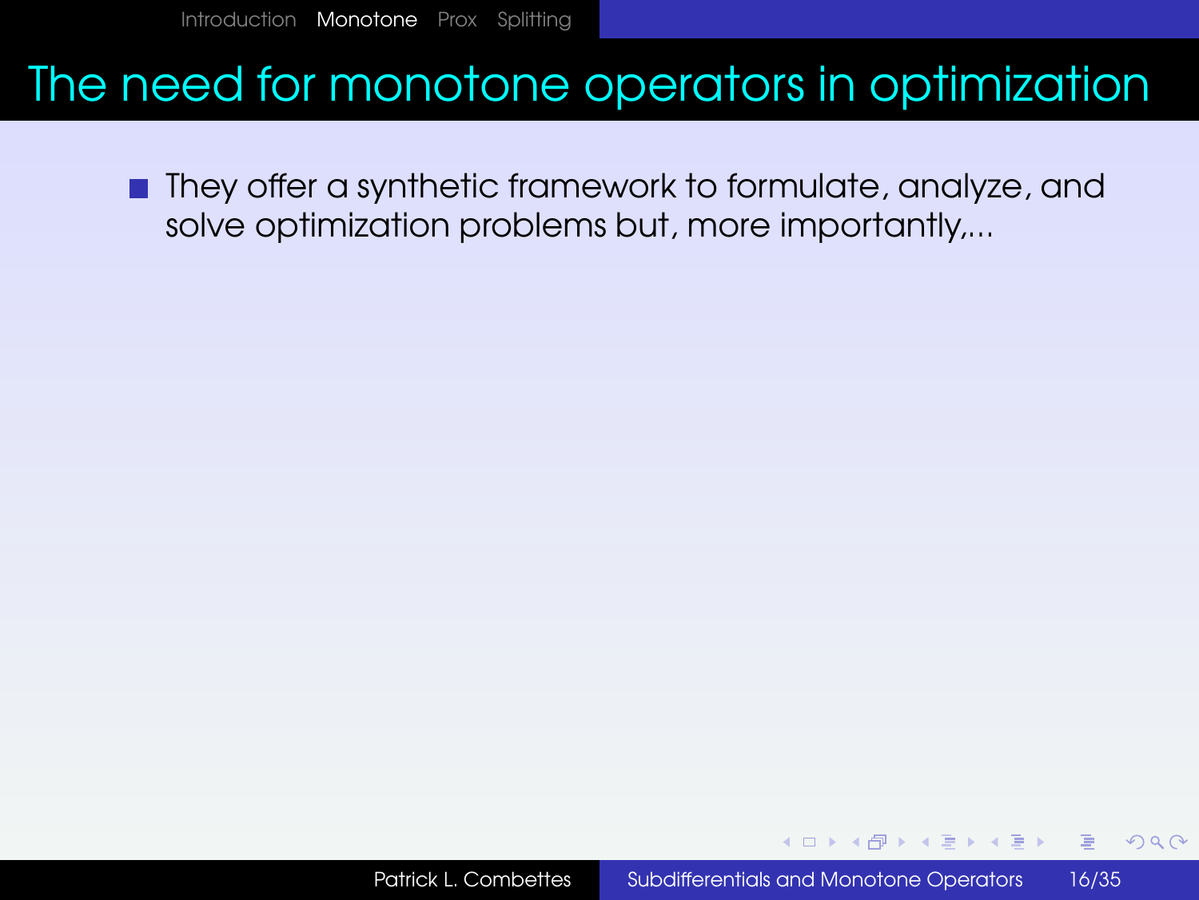# The need for monotone operators in optimization

- They offer a synthetic framework to formulate, analyze, and solve optimization problems but, more importantly,...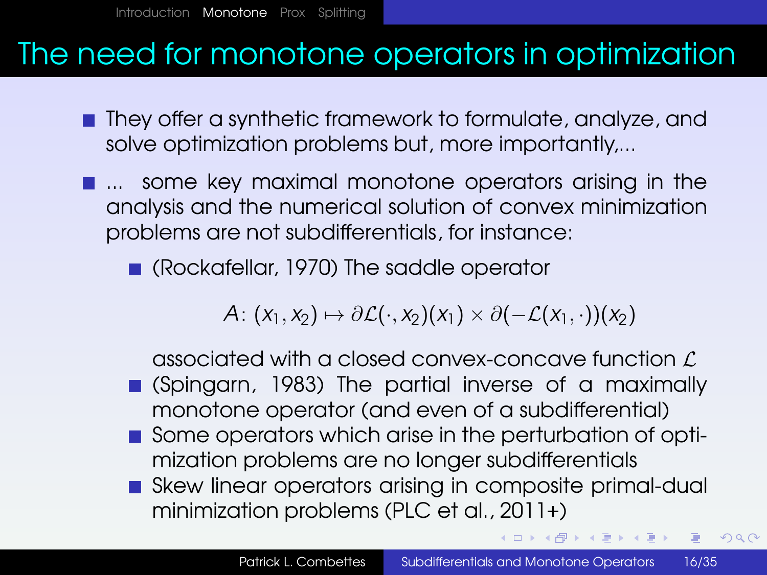# The need for monotone operators in optimization

- They offer a synthetic framework to formulate, analyze, and solve optimization problems but, more importantly,...
- ... some key maximal monotone operators arising in the analysis and the numerical solution of convex minimization problems are not subdifferentials, for instance:
  - (Rockafellar, 1970) The saddle operator

    $$A\colon (x_1, x_2) \mapsto \partial\mathcal{L}(\cdot, x_2)(x_1) \times \partial(-\mathcal{L}(x_1, \cdot))(x_2)$$

    associated with a closed convex-concave function $\mathcal{L}$
  - (Spingarn, 1983) The partial inverse of a maximally monotone operator (and even of a subdifferential)
  - Some operators which arise in the perturbation of optimization problems are no longer subdifferentials
  - Skew linear operators arising in composite primal-dual minimization problems (PLC et al., 2011+)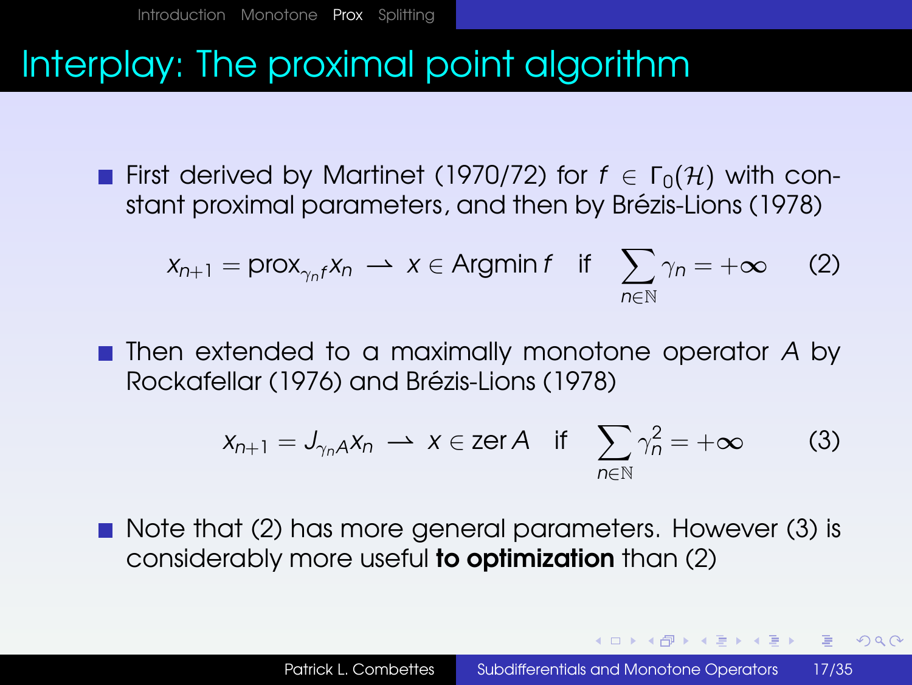# Interplay: The proximal point algorithm

- First derived by Martinet (1970/72) for $f \in \Gamma_0(\mathcal{H})$ with constant proximal parameters, and then by Brézis-Lions (1978)

$$x_{n+1} = \operatorname{prox}_{\gamma_n f} x_n \rightharpoonup x \in \operatorname{Argmin} f \quad \text{if} \quad \sum_{n \in \mathbb{N}} \gamma_n = +\infty \tag{2}$$

- Then extended to a maximally monotone operator $A$ by Rockafellar (1976) and Brézis-Lions (1978)

$$x_{n+1} = J_{\gamma_n A} x_n \rightharpoonup x \in \operatorname{zer} A \quad \text{if} \quad \sum_{n \in \mathbb{N}} \gamma_n^2 = +\infty \tag{3}$$

- Note that (2) has more general parameters. However (3) is considerably more useful **to optimization** than (2)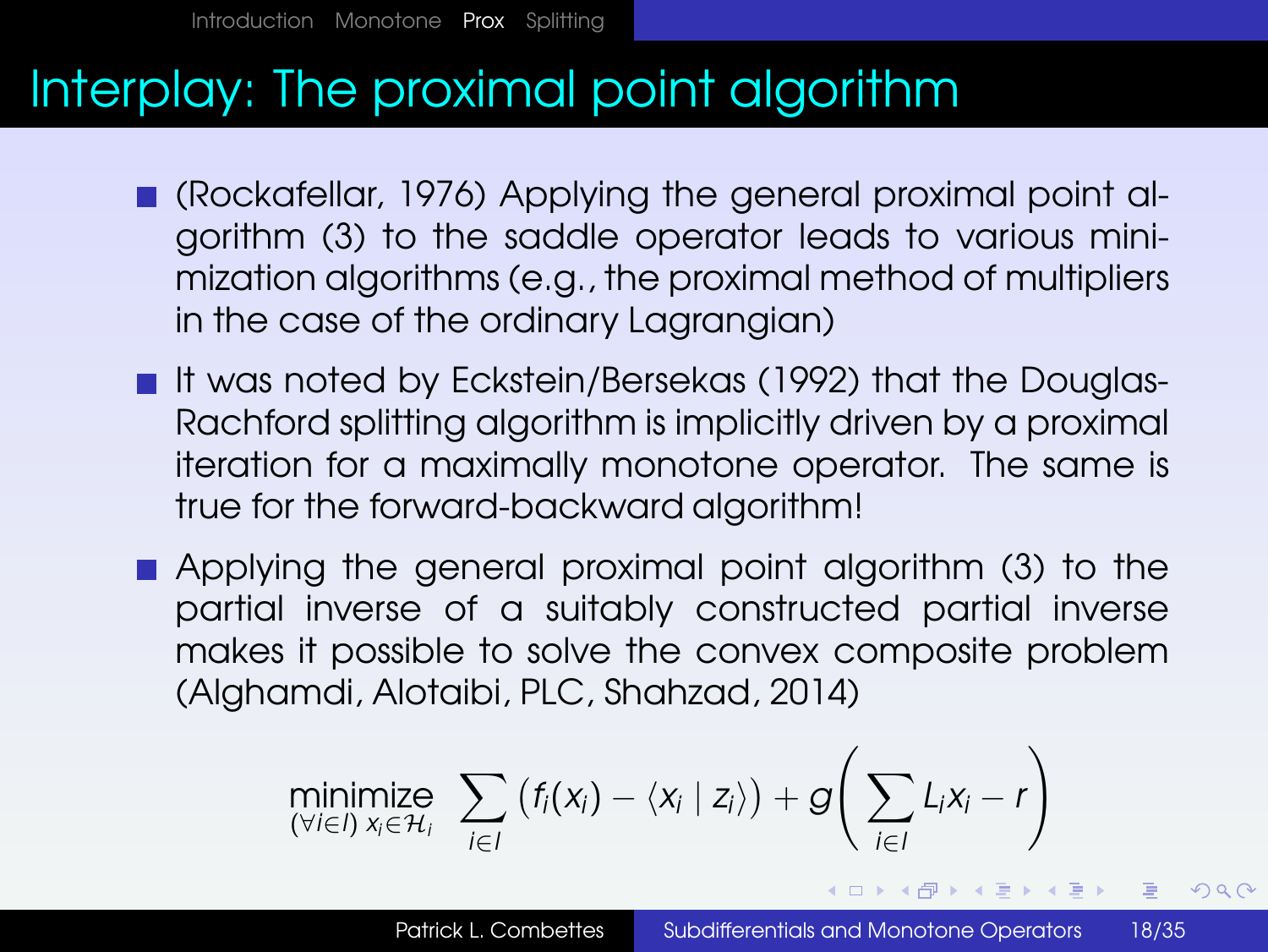# Interplay: The proximal point algorithm

- (Rockafellar, 1976) Applying the general proximal point algorithm (3) to the saddle operator leads to various minimization algorithms (e.g., the proximal method of multipliers in the case of the ordinary Lagrangian)
- It was noted by Eckstein/Bersekas (1992) that the Douglas-Rachford splitting algorithm is implicitly driven by a proximal iteration for a maximally monotone operator. The same is true for the forward-backward algorithm!
- Applying the general proximal point algorithm (3) to the partial inverse of a suitably constructed partial inverse makes it possible to solve the convex composite problem (Alghamdi, Alotaibi, PLC, Shahzad, 2014)

$$\underset{(\forall i \in I)\; x_i \in \mathcal{H}_i}{\text{minimize}} \; \sum_{i \in I} \big( f_i(x_i) - \langle x_i \mid z_i \rangle \big) + g\bigg( \sum_{i \in I} L_i x_i - r \bigg)$$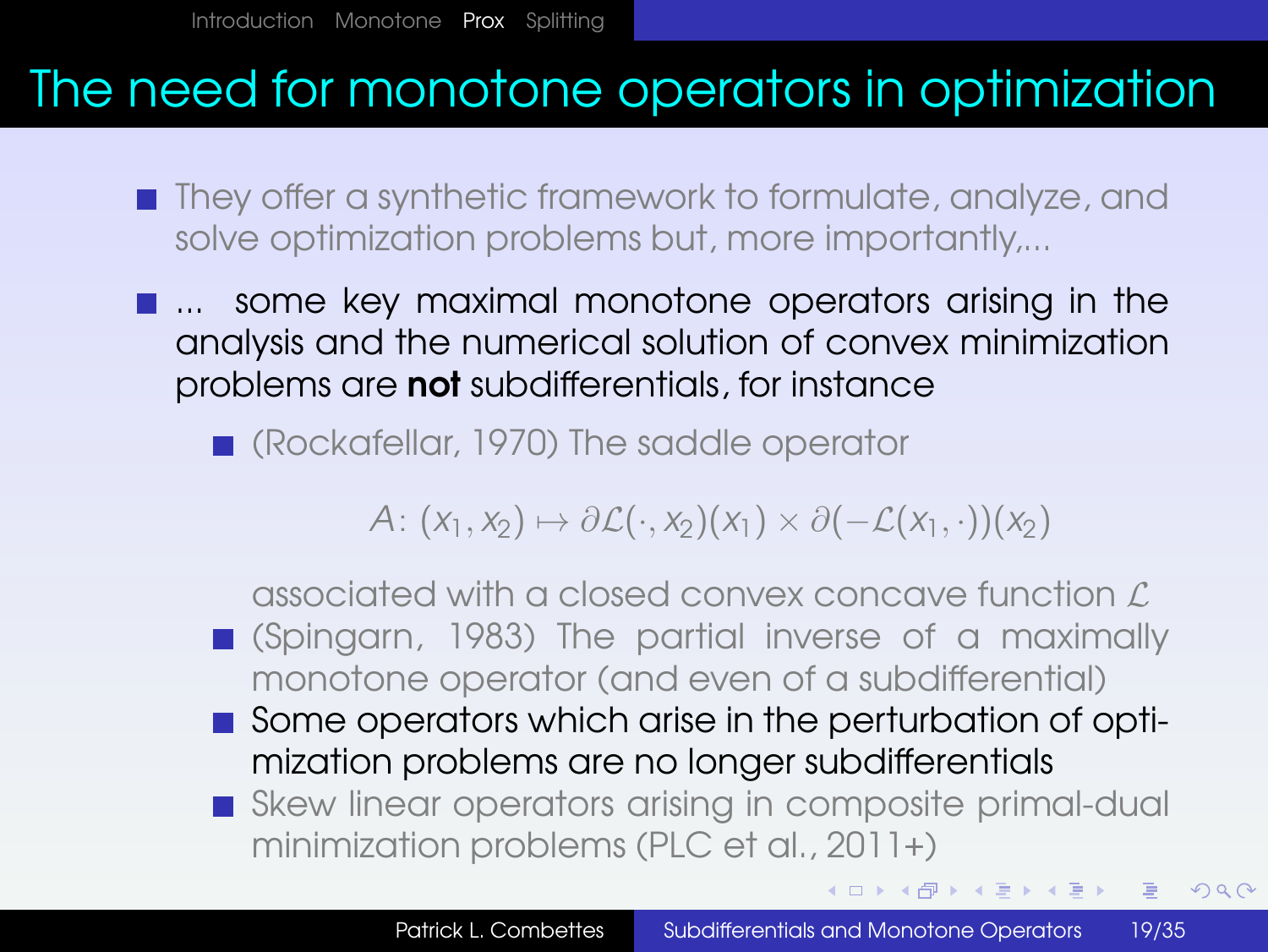# The need for monotone operators in optimization

- They offer a synthetic framework to formulate, analyze, and solve optimization problems but, more importantly,...
- ... some key maximal monotone operators arising in the analysis and the numerical solution of convex minimization problems are **not** subdifferentials, for instance
  - (Rockafellar, 1970) The saddle operator

    $$A\colon (x_1, x_2) \mapsto \partial\mathcal{L}(\cdot, x_2)(x_1) \times \partial(-\mathcal{L}(x_1, \cdot))(x_2)$$

    associated with a closed convex concave function $\mathcal{L}$
  - (Spingarn, 1983) The partial inverse of a maximally monotone operator (and even of a subdifferential)
  - Some operators which arise in the perturbation of optimization problems are no longer subdifferentials
  - Skew linear operators arising in composite primal-dual minimization problems (PLC et al., 2011+)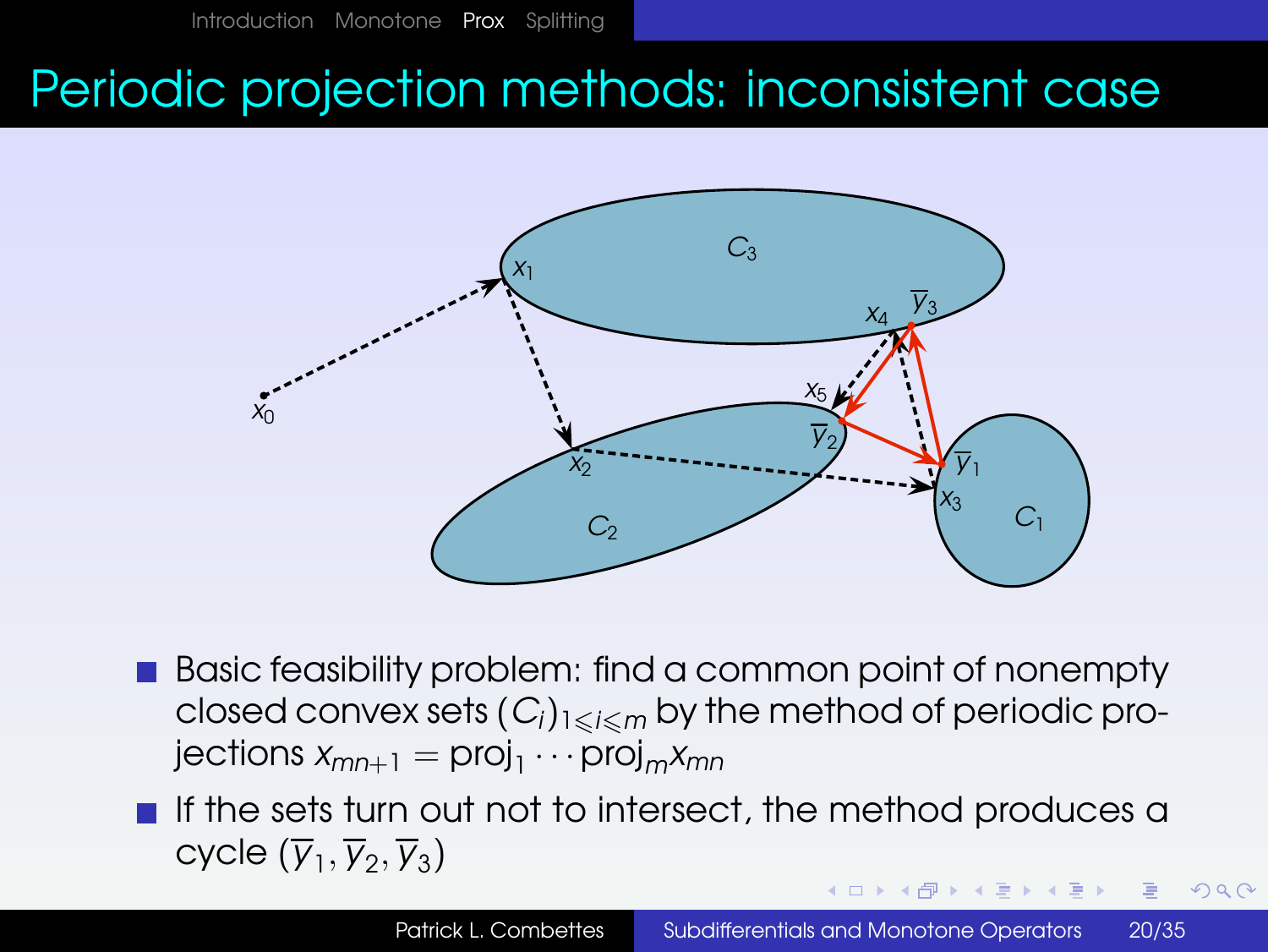# Periodic projection methods: inconsistent case

- Basic feasibility problem: find a common point of nonempty closed convex sets $(C_i)_{1\leqslant i\leqslant m}$ by the method of periodic projections $x_{mn+1} = \text{proj}_1 \cdots \text{proj}_m x_{mn}$
- If the sets turn out not to intersect, the method produces a cycle $(\overline{y}_1, \overline{y}_2, \overline{y}_3)$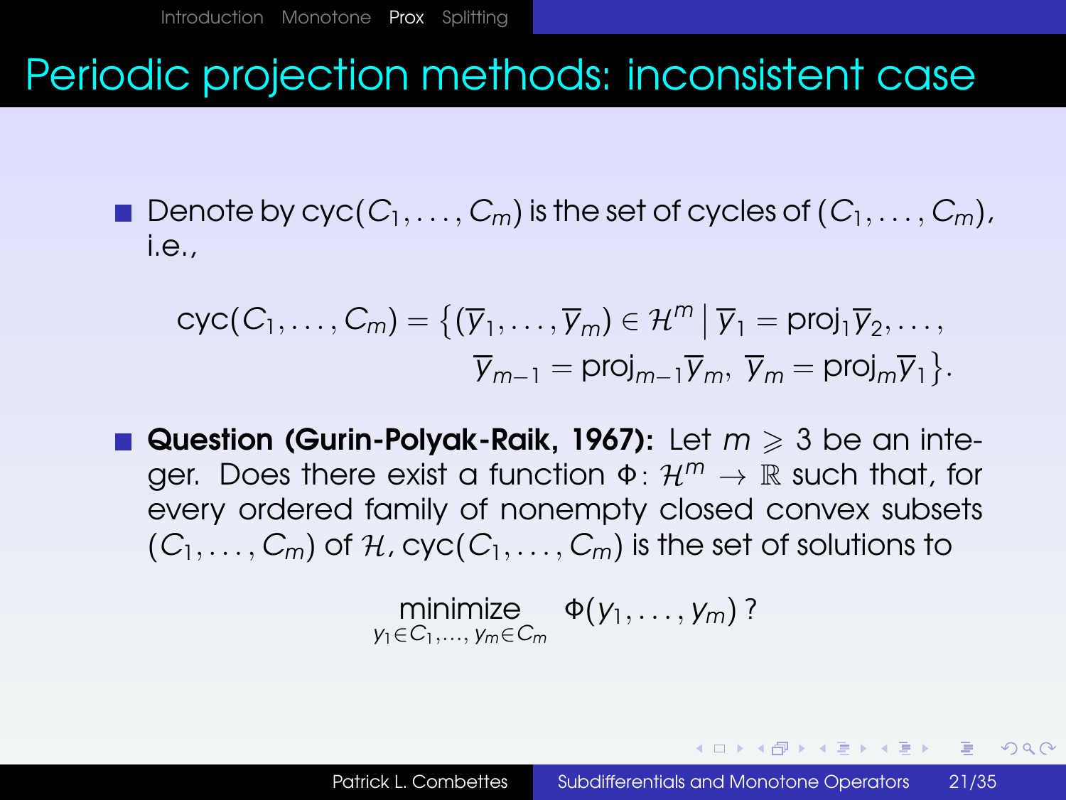# Periodic projection methods: inconsistent case

- Denote by $\text{cyc}(C_1, \ldots, C_m)$ is the set of cycles of $(C_1, \ldots, C_m)$, i.e.,

$$\text{cyc}(C_1, \ldots, C_m) = \big\{(\overline{y}_1, \ldots, \overline{y}_m) \in \mathcal{H}^m \;\big|\; \overline{y}_1 = \text{proj}_1 \overline{y}_2, \ldots, \\ \overline{y}_{m-1} = \text{proj}_{m-1} \overline{y}_m,\; \overline{y}_m = \text{proj}_m \overline{y}_1\big\}.$$

- **Question (Gurin-Polyak-Raik, 1967):** Let $m \geqslant 3$ be an integer. Does there exist a function $\Phi\colon \mathcal{H}^m \to \mathbb{R}$ such that, for every ordered family of nonempty closed convex subsets $(C_1, \ldots, C_m)$ of $\mathcal{H}$, $\text{cyc}(C_1, \ldots, C_m)$ is the set of solutions to

$$\underset{y_1 \in C_1, \ldots, y_m \in C_m}{\text{minimize}} \quad \Phi(y_1, \ldots, y_m)\,?$$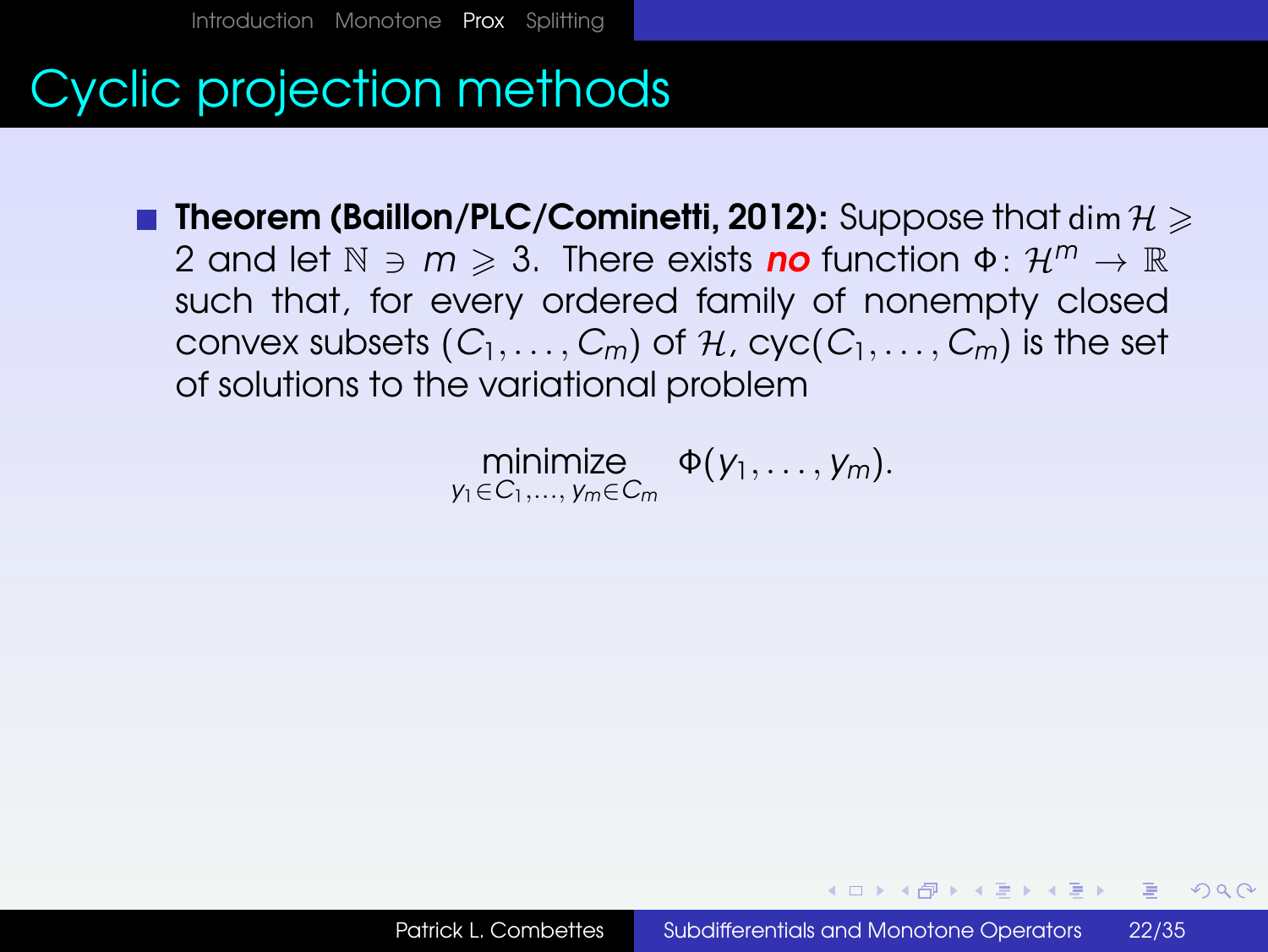# Cyclic projection methods

- **Theorem (Baillon/PLC/Cominetti, 2012):** Suppose that $\dim \mathcal{H} \geqslant 2$ and let $\mathbb{N} \ni m \geqslant 3$. There exists ***no*** function $\Phi\colon \mathcal{H}^m \to \mathbb{R}$ such that, for every ordered family of nonempty closed convex subsets $(C_1, \ldots, C_m)$ of $\mathcal{H}$, $\operatorname{cyc}(C_1, \ldots, C_m)$ is the set of solutions to the variational problem

$$\underset{y_1 \in C_1, \ldots, y_m \in C_m}{\text{minimize}} \quad \Phi(y_1, \ldots, y_m).$$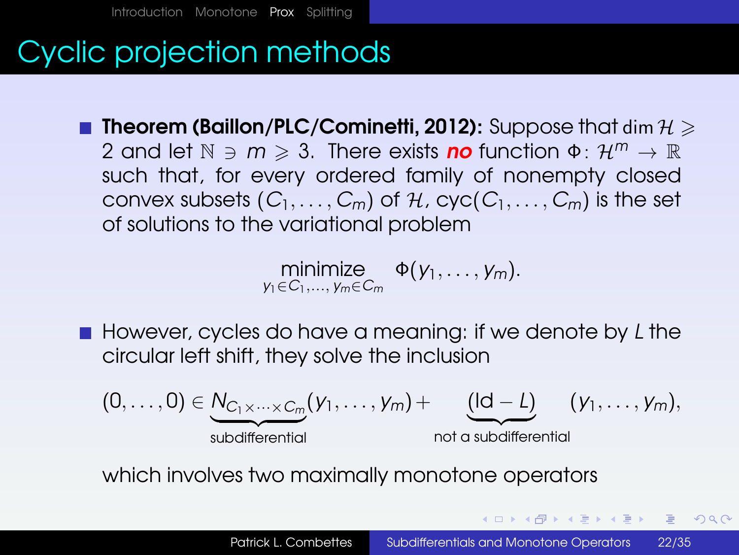# Cyclic projection methods

- **Theorem (Baillon/PLC/Cominetti, 2012):** Suppose that $\dim \mathcal{H} \geqslant 2$ and let $\mathbb{N} \ni m \geqslant 3$. There exists ***no*** function $\Phi\colon \mathcal{H}^m \to \mathbb{R}$ such that, for every ordered family of nonempty closed convex subsets $(C_1, \ldots, C_m)$ of $\mathcal{H}$, $\text{cyc}(C_1, \ldots, C_m)$ is the set of solutions to the variational problem

$$\underset{y_1 \in C_1, \ldots, y_m \in C_m}{\text{minimize}} \quad \Phi(y_1, \ldots, y_m).$$

- However, cycles do have a meaning: if we denote by $L$ the circular left shift, they solve the inclusion

$$(0, \ldots, 0) \in \underbrace{N_{C_1 \times \cdots \times C_m}}_{\text{subdifferential}}(y_1, \ldots, y_m) + \underbrace{(\text{Id} - L)}_{\text{not a subdifferential}}(y_1, \ldots, y_m),$$

  which involves two maximally monotone operators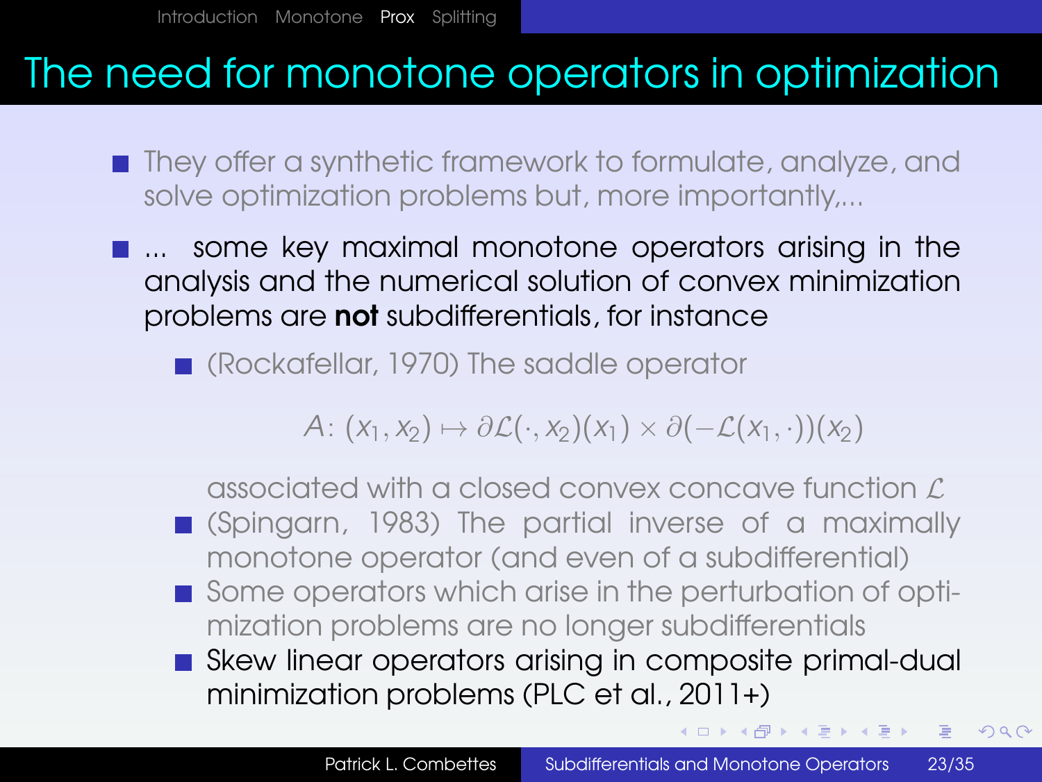# The need for monotone operators in optimization

- They offer a synthetic framework to formulate, analyze, and solve optimization problems but, more importantly,...
- ... some key maximal monotone operators arising in the analysis and the numerical solution of convex minimization problems are **not** subdifferentials, for instance
  - (Rockafellar, 1970) The saddle operator

    $$A\colon (x_1, x_2) \mapsto \partial \mathcal{L}(\cdot, x_2)(x_1) \times \partial(-\mathcal{L}(x_1, \cdot))(x_2)$$

    associated with a closed convex concave function $\mathcal{L}$
  - (Spingarn, 1983) The partial inverse of a maximally monotone operator (and even of a subdifferential)
  - Some operators which arise in the perturbation of optimization problems are no longer subdifferentials
  - Skew linear operators arising in composite primal-dual minimization problems (PLC et al., 2011+)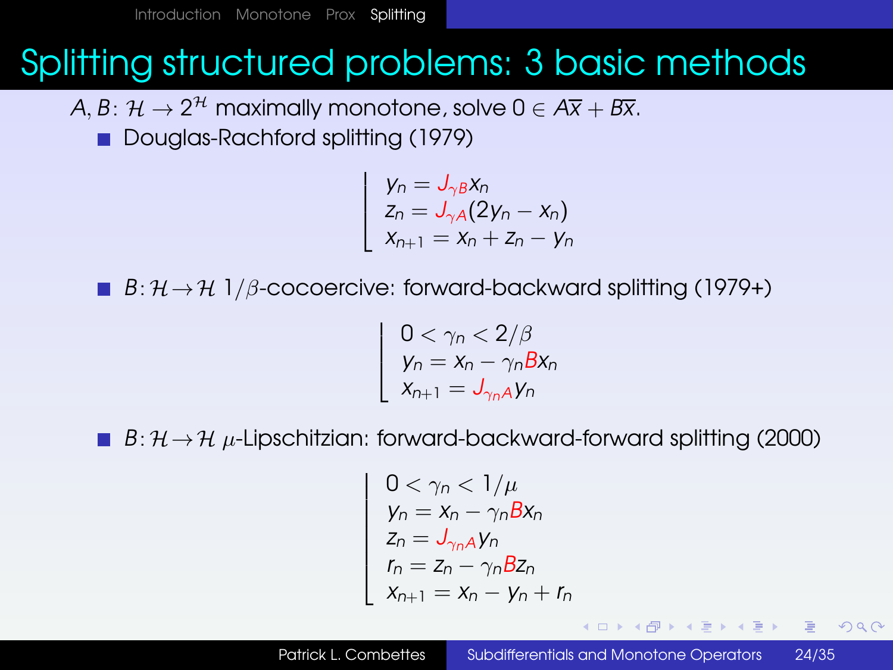# Splitting structured problems: 3 basic methods

$A, B \colon \mathcal{H} \to 2^{\mathcal{H}}$ maximally monotone, solve $0 \in A\overline{x} + B\overline{x}$.

- Douglas-Rachford splitting (1979)

$$
\left\lfloor
\begin{array}{l}
y_n = J_{\gamma B} x_n \\
z_n = J_{\gamma A}(2y_n - x_n) \\
x_{n+1} = x_n + z_n - y_n
\end{array}
\right.
$$

- $B \colon \mathcal{H} \to \mathcal{H}$ $1/\beta$-cocoercive: forward-backward splitting (1979+)

$$
\left\lfloor
\begin{array}{l}
0 < \gamma_n < 2/\beta \\
y_n = x_n - \gamma_n B x_n \\
x_{n+1} = J_{\gamma_n A} y_n
\end{array}
\right.
$$

- $B \colon \mathcal{H} \to \mathcal{H}$ $\mu$-Lipschitzian: forward-backward-forward splitting (2000)

$$
\left\lfloor
\begin{array}{l}
0 < \gamma_n < 1/\mu \\
y_n = x_n - \gamma_n B x_n \\
z_n = J_{\gamma_n A} y_n \\
r_n = z_n - \gamma_n B z_n \\
x_{n+1} = x_n - y_n + r_n
\end{array}
\right.
$$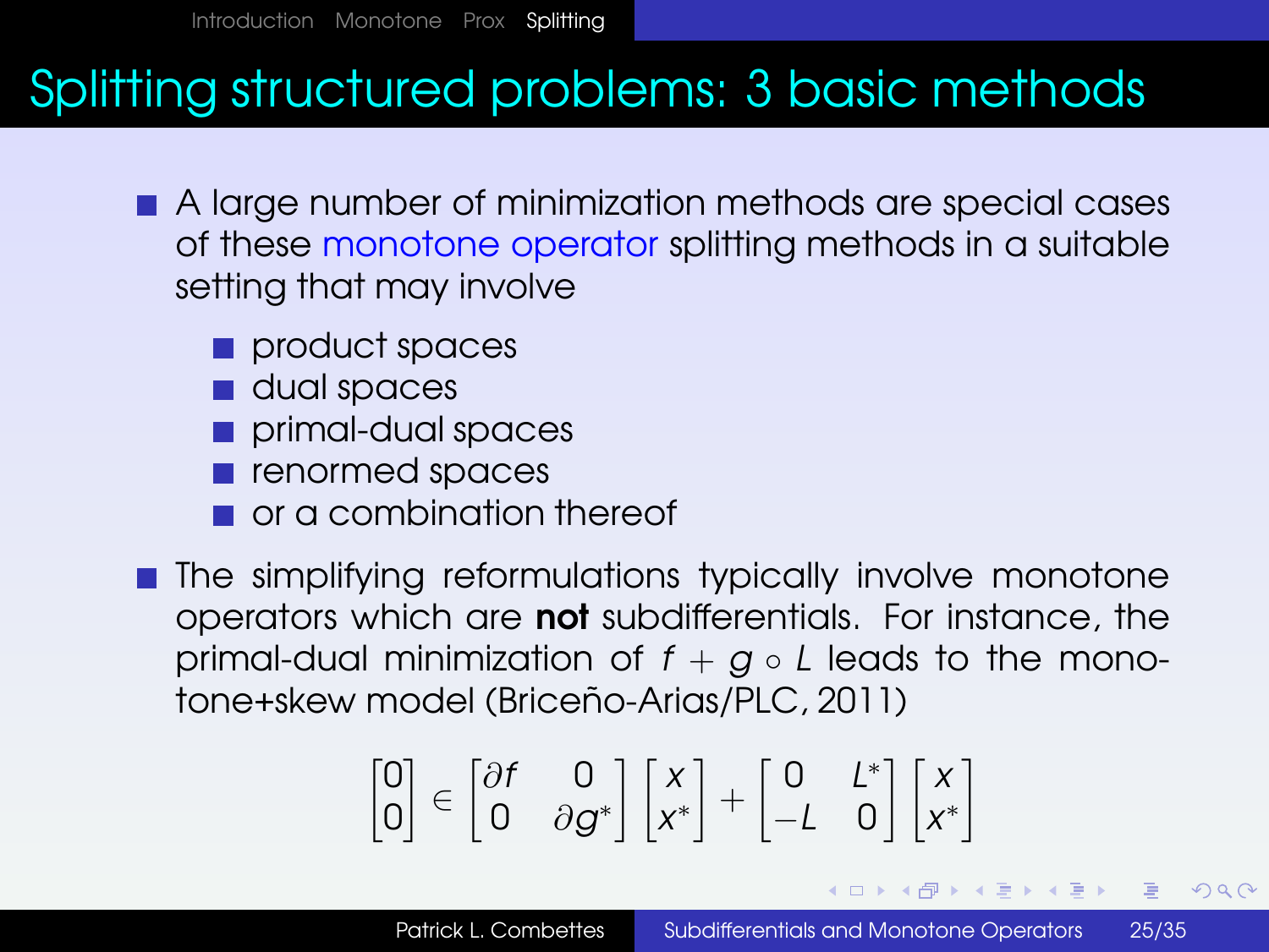# Splitting structured problems: 3 basic methods

- A large number of minimization methods are special cases of these monotone operator splitting methods in a suitable setting that may involve
  - product spaces
  - dual spaces
  - primal-dual spaces
  - renormed spaces
  - or a combination thereof
- The simplifying reformulations typically involve monotone operators which are **not** subdifferentials. For instance, the primal-dual minimization of $f + g \circ L$ leads to the monotone+skew model (Briceño-Arias/PLC, 2011)

$$\begin{bmatrix} 0 \\ 0 \end{bmatrix} \in \begin{bmatrix} \partial f & 0 \\ 0 & \partial g^* \end{bmatrix} \begin{bmatrix} x \\ x^* \end{bmatrix} + \begin{bmatrix} 0 & L^* \\ -L & 0 \end{bmatrix} \begin{bmatrix} x \\ x^* \end{bmatrix}$$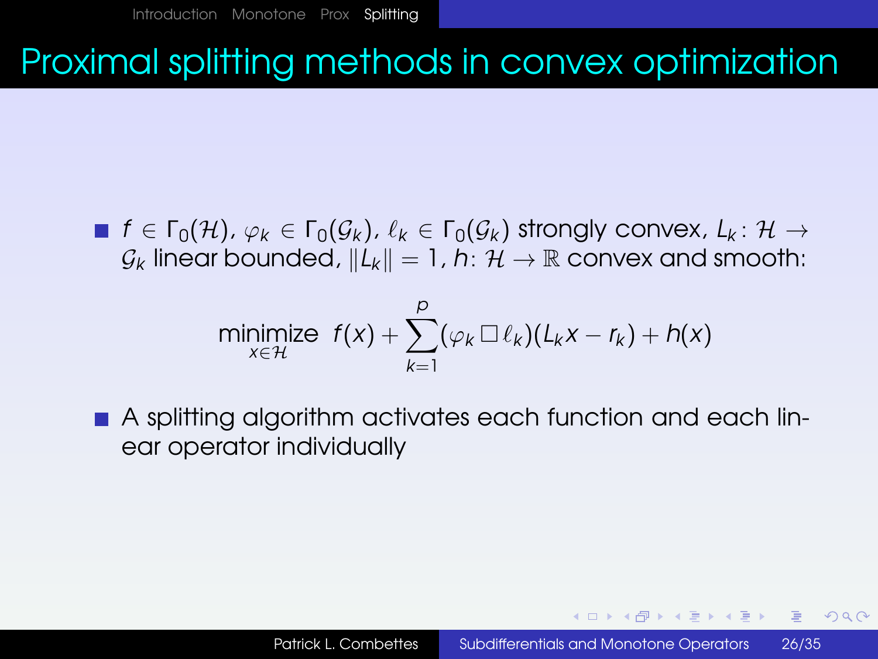# Proximal splitting methods in convex optimization

- $f \in \Gamma_0(\mathcal{H})$, $\varphi_k \in \Gamma_0(\mathcal{G}_k)$, $\ell_k \in \Gamma_0(\mathcal{G}_k)$ strongly convex, $L_k \colon \mathcal{H} \to \mathcal{G}_k$ linear bounded, $\|L_k\| = 1$, $h \colon \mathcal{H} \to \mathbb{R}$ convex and smooth:

$$\underset{x \in \mathcal{H}}{\text{minimize}} \;\; f(x) + \sum_{k=1}^{p} (\varphi_k \,\square\, \ell_k)(L_k x - r_k) + h(x)$$

- A splitting algorithm activates each function and each linear operator individually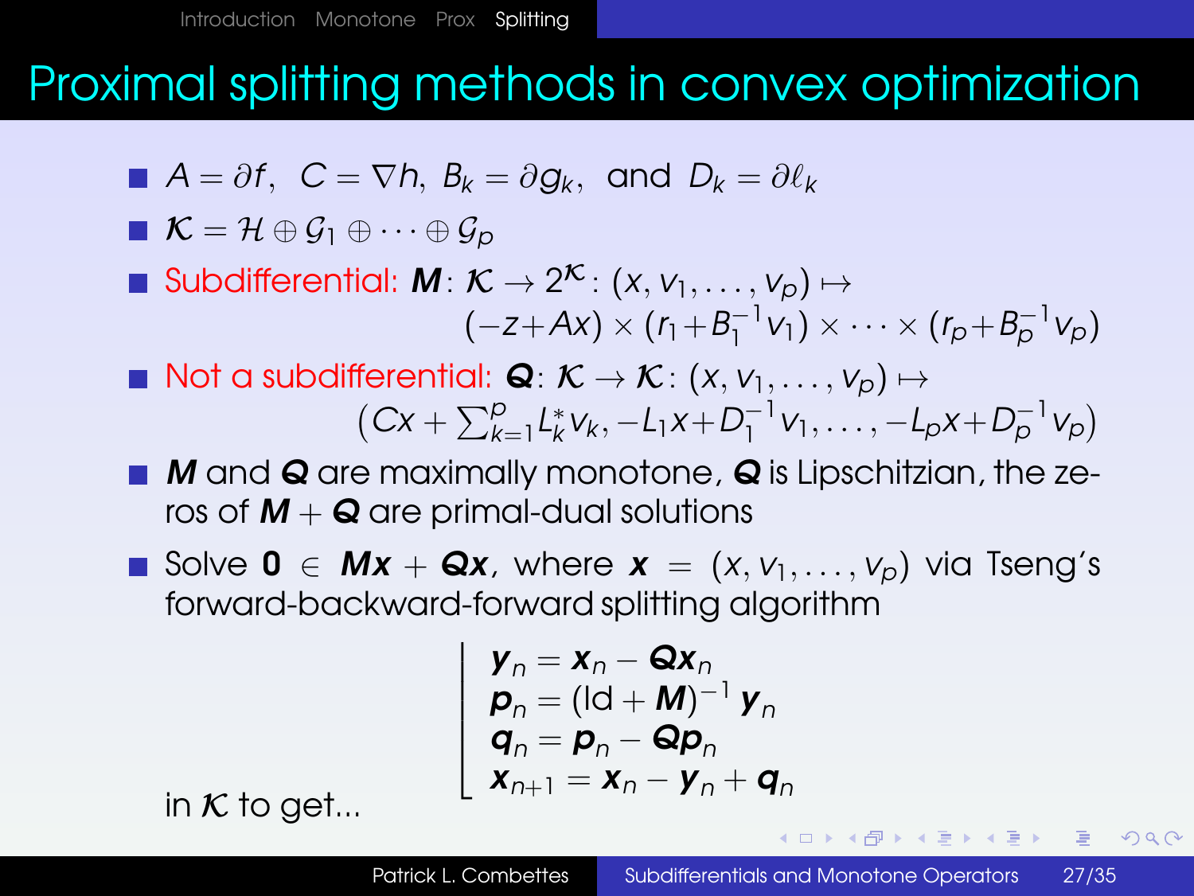# Proximal splitting methods in convex optimization

- $A = \partial f$, $C = \nabla h$, $B_k = \partial g_k$, and $D_k = \partial \ell_k$
- $\mathcal{K} = \mathcal{H} \oplus \mathcal{G}_1 \oplus \cdots \oplus \mathcal{G}_p$
- Subdifferential: $\boldsymbol{M}\colon \mathcal{K} \to 2^{\mathcal{K}}\colon (x, v_1, \ldots, v_p) \mapsto (-z + Ax) \times (r_1 + B_1^{-1} v_1) \times \cdots \times (r_p + B_p^{-1} v_p)$
- Not a subdifferential: $\boldsymbol{Q}\colon \mathcal{K} \to \mathcal{K}\colon (x, v_1, \ldots, v_p) \mapsto \big(Cx + \sum_{k=1}^{p} L_k^* v_k, -L_1 x + D_1^{-1} v_1, \ldots, -L_p x + D_p^{-1} v_p\big)$
- $\boldsymbol{M}$ and $\boldsymbol{Q}$ are maximally monotone, $\boldsymbol{Q}$ is Lipschitzian, the zeros of $\boldsymbol{M} + \boldsymbol{Q}$ are primal-dual solutions
- Solve $\boldsymbol{0} \in \boldsymbol{M}\boldsymbol{x} + \boldsymbol{Q}\boldsymbol{x}$, where $\boldsymbol{x} = (x, v_1, \ldots, v_p)$ via Tseng's forward-backward-forward splitting algorithm

$$
\left\lfloor
\begin{array}{l}
\boldsymbol{y}_n = \boldsymbol{x}_n - \boldsymbol{Q}\boldsymbol{x}_n \\
\boldsymbol{p}_n = (\mathrm{Id} + \boldsymbol{M})^{-1} \boldsymbol{y}_n \\
\boldsymbol{q}_n = \boldsymbol{p}_n - \boldsymbol{Q}\boldsymbol{p}_n \\
\boldsymbol{x}_{n+1} = \boldsymbol{x}_n - \boldsymbol{y}_n + \boldsymbol{q}_n
\end{array}
\right.
$$

in $\mathcal{K}$ to get...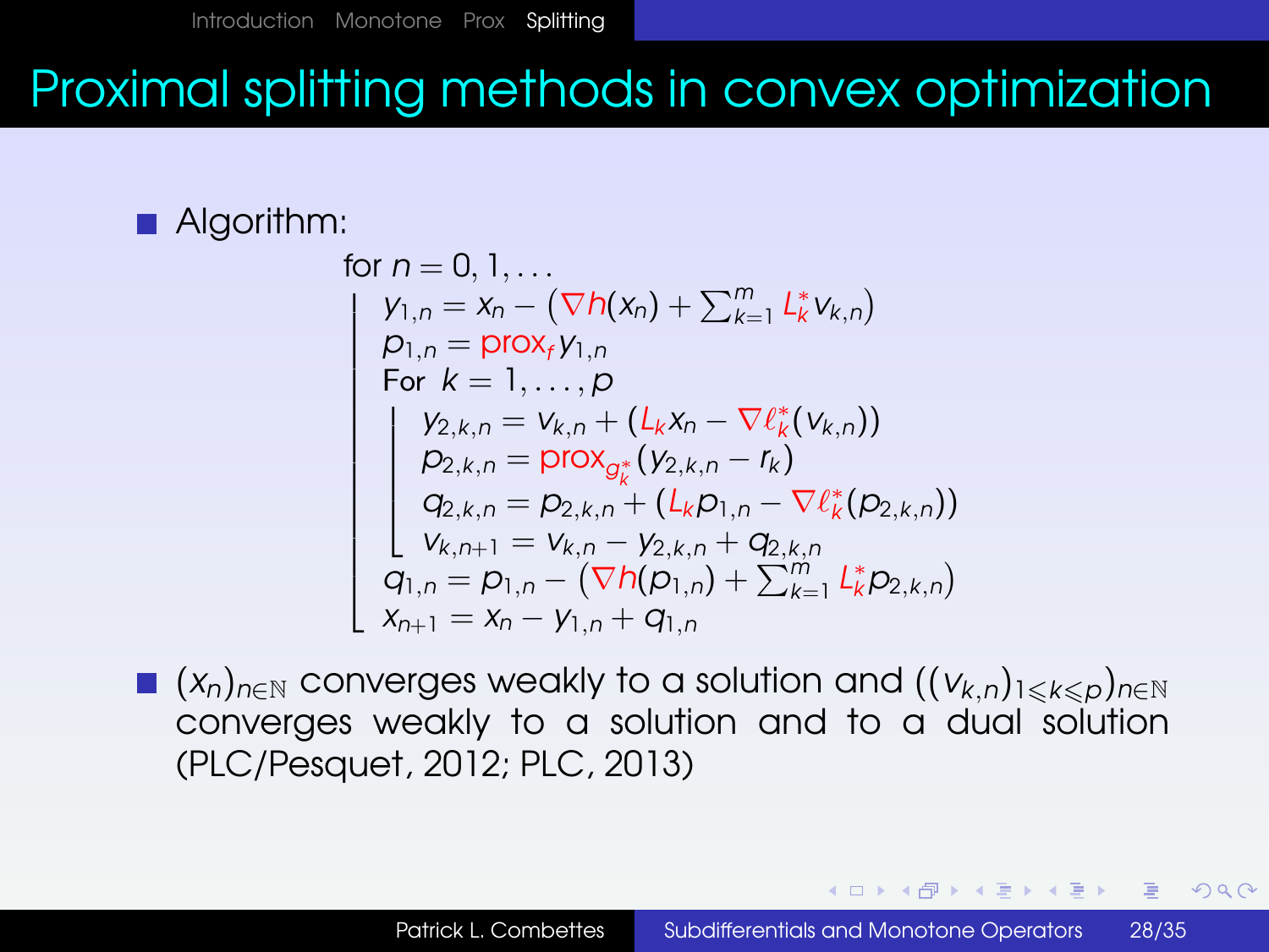# Proximal splitting methods in convex optimization

- Algorithm:

$$
\begin{array}{l}
\text{for } n = 0, 1, \ldots \\
\left\lfloor
\begin{array}{l}
y_{1,n} = x_n - \left(\nabla h(x_n) + \sum_{k=1}^{m} L_k^* v_{k,n}\right) \\
p_{1,n} = \mathrm{prox}_f \, y_{1,n} \\
\text{For } k = 1, \ldots, p \\
\left\lfloor
\begin{array}{l}
y_{2,k,n} = v_{k,n} + \left(L_k x_n - \nabla \ell_k^*(v_{k,n})\right) \\
p_{2,k,n} = \mathrm{prox}_{g_k^*}(y_{2,k,n} - r_k) \\
q_{2,k,n} = p_{2,k,n} + \left(L_k p_{1,n} - \nabla \ell_k^*(p_{2,k,n})\right) \\
v_{k,n+1} = v_{k,n} - y_{2,k,n} + q_{2,k,n}
\end{array}
\right. \\
q_{1,n} = p_{1,n} - \left(\nabla h(p_{1,n}) + \sum_{k=1}^{m} L_k^* p_{2,k,n}\right) \\
x_{n+1} = x_n - y_{1,n} + q_{1,n}
\end{array}
\right.
\end{array}
$$

- $(x_n)_{n\in\mathbb{N}}$ converges weakly to a solution and $((v_{k,n})_{1\leqslant k\leqslant p})_{n\in\mathbb{N}}$ converges weakly to a solution and to a dual solution (PLC/Pesquet, 2012; PLC, 2013)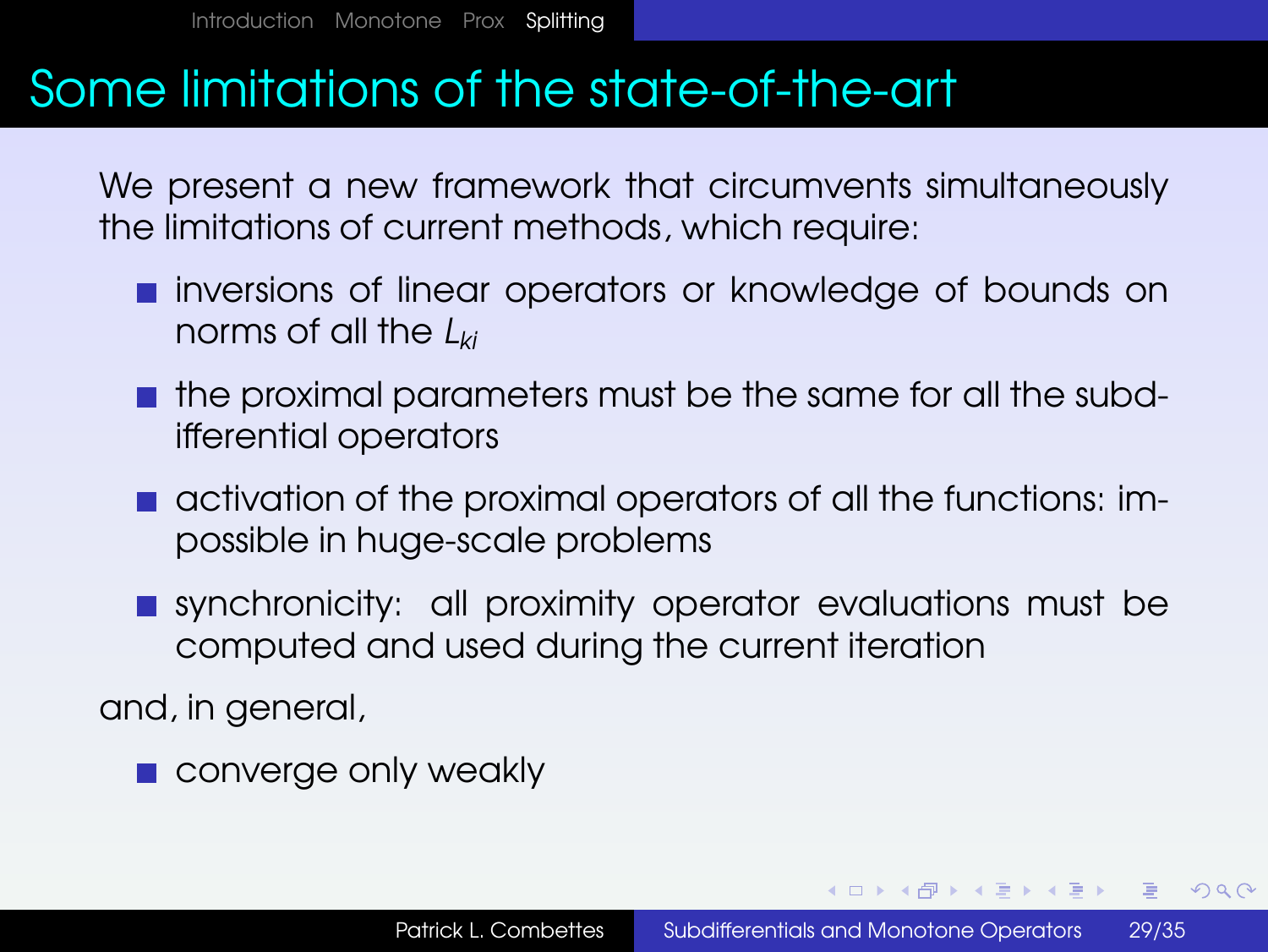# Some limitations of the state-of-the-art

We present a new framework that circumvents simultaneously the limitations of current methods, which require:

- inversions of linear operators or knowledge of bounds on norms of all the $L_{ki}$
- the proximal parameters must be the same for all the subdifferential operators
- activation of the proximal operators of all the functions: impossible in huge-scale problems
- synchronicity: all proximity operator evaluations must be computed and used during the current iteration

and, in general,

- converge only weakly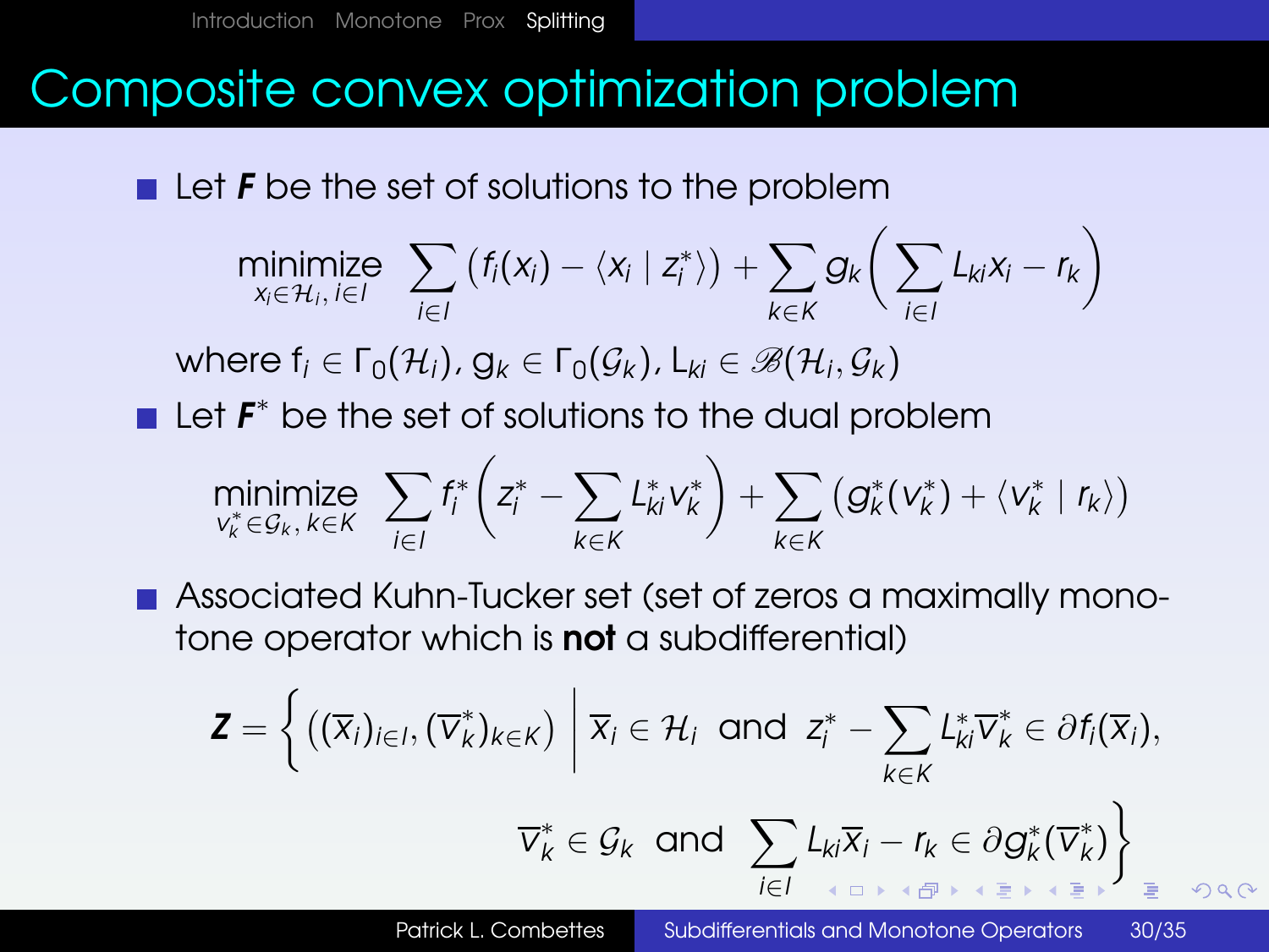# Composite convex optimization problem

- Let $\boldsymbol{F}$ be the set of solutions to the problem

$$\underset{x_i \in \mathcal{H}_i,\, i\in I}{\text{minimize}} \; \sum_{i\in I} \big( f_i(x_i) - \langle x_i \mid z_i^* \rangle \big) + \sum_{k\in K} g_k\Big( \sum_{i\in I} L_{ki} x_i - r_k \Big)$$

where $f_i \in \Gamma_0(\mathcal{H}_i)$, $g_k \in \Gamma_0(\mathcal{G}_k)$, $L_{ki} \in \mathscr{B}(\mathcal{H}_i, \mathcal{G}_k)$

- Let $\boldsymbol{F}^*$ be the set of solutions to the dual problem

$$\underset{v_k^* \in \mathcal{G}_k,\, k\in K}{\text{minimize}} \; \sum_{i\in I} f_i^*\Big( z_i^* - \sum_{k\in K} L_{ki}^* v_k^* \Big) + \sum_{k\in K} \big( g_k^*(v_k^*) + \langle v_k^* \mid r_k \rangle \big)$$

- Associated Kuhn-Tucker set (set of zeros a maximally monotone operator which is **not** a subdifferential)

$$\boldsymbol{Z} = \Bigg\{ \big( (\overline{x}_i)_{i\in I}, (\overline{v}_k^*)_{k\in K} \big) \;\Bigg|\; \overline{x}_i \in \mathcal{H}_i \;\text{ and }\; z_i^* - \sum_{k\in K} L_{ki}^* \overline{v}_k^* \in \partial f_i(\overline{x}_i), \quad \overline{v}_k^* \in \mathcal{G}_k \;\text{ and }\; \sum_{i\in I} L_{ki} \overline{x}_i - r_k \in \partial g_k^*(\overline{v}_k^*) \Bigg\}$$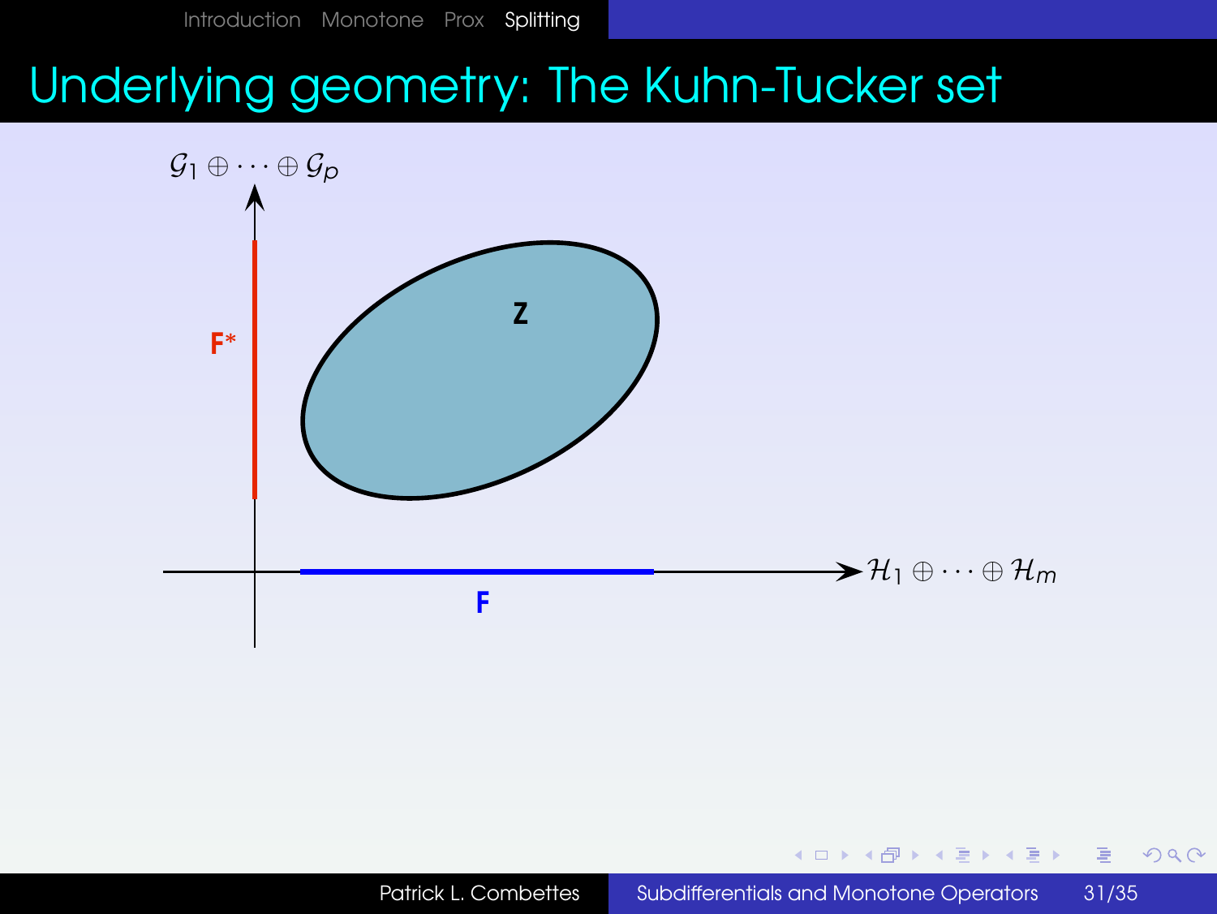# Underlying geometry: The Kuhn-Tucker set

$\mathcal{G}_1 \oplus \cdots \oplus \mathcal{G}_p$

$\mathbf{F}^*$

$\mathbf{Z}$

$\mathcal{H}_1 \oplus \cdots \oplus \mathcal{H}_m$

$\mathbf{F}$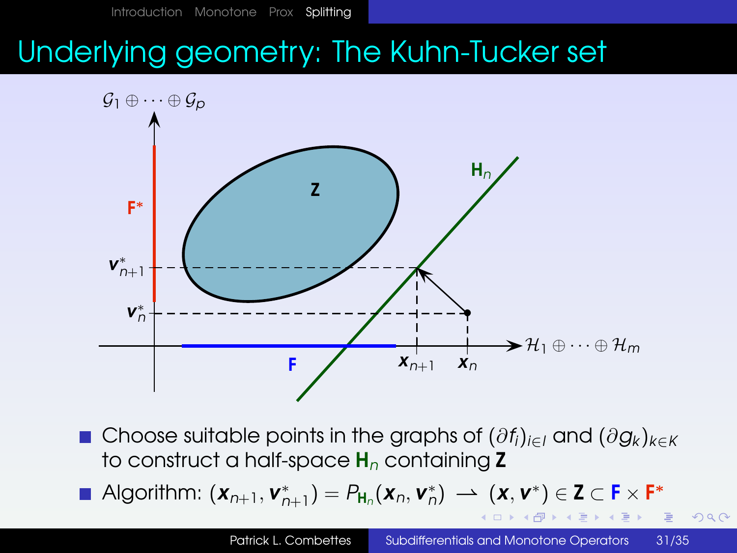# Underlying geometry: The Kuhn-Tucker set

- Choose suitable points in the graphs of $(\partial f_i)_{i\in I}$ and $(\partial g_k)_{k\in K}$ to construct a half-space $\mathbf{H}_n$ containing $\mathbf{Z}$
- Algorithm: $(\boldsymbol{x}_{n+1}, \boldsymbol{v}^*_{n+1}) = P_{\mathbf{H}_n}(\boldsymbol{x}_n, \boldsymbol{v}^*_n) \rightharpoonup (\boldsymbol{x}, \boldsymbol{v}^*) \in \mathbf{Z} \subset \mathbf{F} \times \mathbf{F}^*$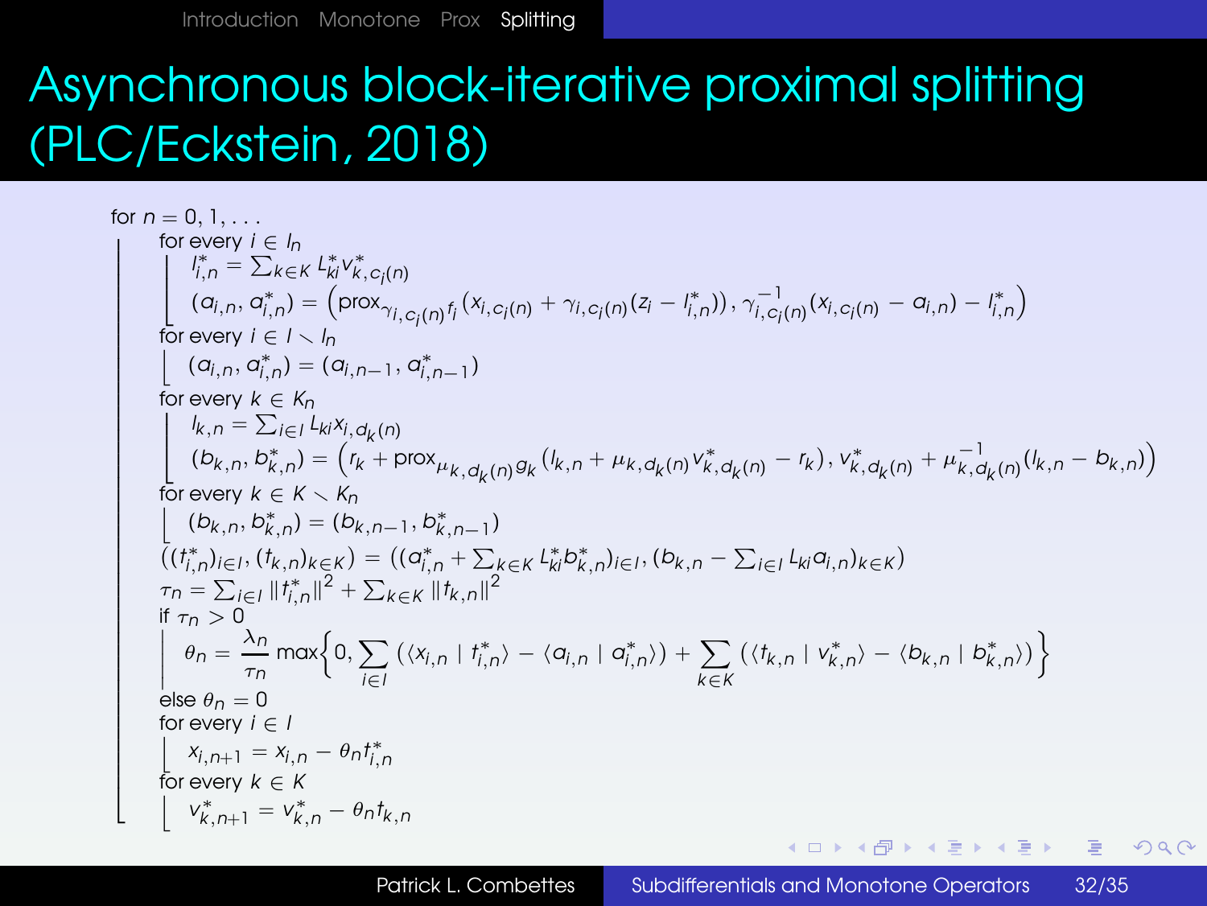# Asynchronous block-iterative proximal splitting (PLC/Eckstein, 2018)

for $n = 0, 1, \ldots$

- for every $i \in I_n$
  - $l_{i,n}^* = \sum_{k\in K} L_{ki}^* v_{k,c_i(n)}^*$
  - $(a_{i,n}, a_{i,n}^*) = \left(\operatorname{prox}_{\gamma_{i,c_i(n)} f_i}\big(x_{i,c_i(n)} + \gamma_{i,c_i(n)}(z_i - l_{i,n}^*)\big),\ \gamma_{i,c_i(n)}^{-1}(x_{i,c_i(n)} - a_{i,n}) - l_{i,n}^*\right)$
- for every $i \in I \smallsetminus I_n$
  - $(a_{i,n}, a_{i,n}^*) = (a_{i,n-1}, a_{i,n-1}^*)$
- for every $k \in K_n$
  - $l_{k,n} = \sum_{i\in I} L_{ki} x_{i,d_k(n)}$
  - $(b_{k,n}, b_{k,n}^*) = \left(r_k + \operatorname{prox}_{\mu_{k,d_k(n)} g_k}\big(l_{k,n} + \mu_{k,d_k(n)} v_{k,d_k(n)}^* - r_k\big),\ v_{k,d_k(n)}^* + \mu_{k,d_k(n)}^{-1}(l_{k,n} - b_{k,n})\right)$
- for every $k \in K \smallsetminus K_n$
  - $(b_{k,n}, b_{k,n}^*) = (b_{k,n-1}, b_{k,n-1}^*)$
- $\left((t_{i,n}^*)_{i\in I}, (t_{k,n})_{k\in K}\right) = \left((a_{i,n}^* + \sum_{k\in K} L_{ki}^* b_{k,n}^*)_{i\in I}, (b_{k,n} - \sum_{i\in I} L_{ki} a_{i,n})_{k\in K}\right)$
- $\tau_n = \sum_{i\in I} \|t_{i,n}^*\|^2 + \sum_{k\in K} \|t_{k,n}\|^2$
- if $\tau_n > 0$
  - $$\theta_n = \frac{\lambda_n}{\tau_n} \max\left\{0, \sum_{i\in I}\big(\langle x_{i,n} \mid t_{i,n}^*\rangle - \langle a_{i,n} \mid a_{i,n}^*\rangle\big) + \sum_{k\in K}\big(\langle t_{k,n} \mid v_{k,n}^*\rangle - \langle b_{k,n} \mid b_{k,n}^*\rangle\big)\right\}$$
- else $\theta_n = 0$
- for every $i \in I$
  - $x_{i,n+1} = x_{i,n} - \theta_n t_{i,n}^*$
- for every $k \in K$
  - $v_{k,n+1}^* = v_{k,n}^* - \theta_n t_{k,n}$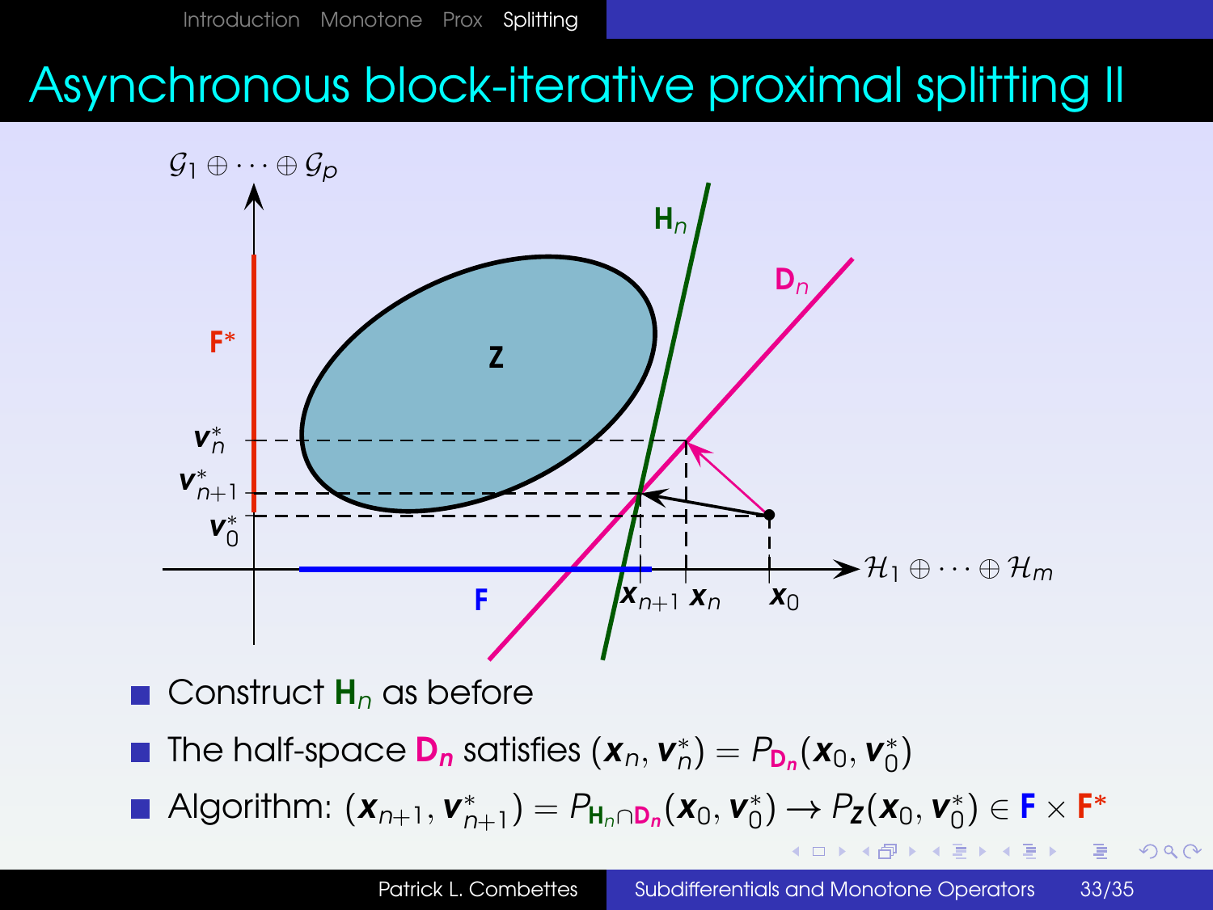# Asynchronous block-iterative proximal splitting II

- Construct $\mathbf{H}_n$ as before
- The half-space $\mathbf{D}_n$ satisfies $(\boldsymbol{x}_n, \boldsymbol{v}_n^*) = P_{\mathbf{D}_n}(\boldsymbol{x}_0, \boldsymbol{v}_0^*)$
- Algorithm: $(\boldsymbol{x}_{n+1}, \boldsymbol{v}_{n+1}^*) = P_{\mathbf{H}_n \cap \mathbf{D}_n}(\boldsymbol{x}_0, \boldsymbol{v}_0^*) \to P_{\mathbf{Z}}(\boldsymbol{x}_0, \boldsymbol{v}_0^*) \in \mathbf{F} \times \mathbf{F}^*$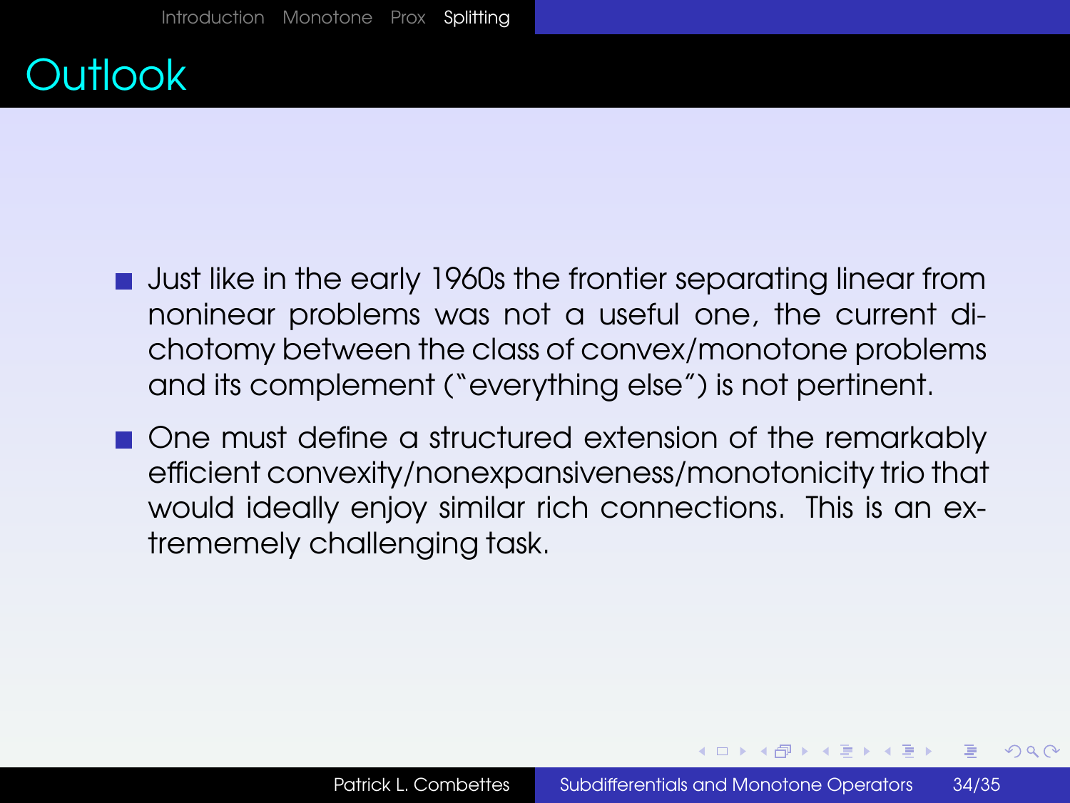# Outlook

- Just like in the early 1960s the frontier separating linear from noninear problems was not a useful one, the current dichotomy between the class of convex/monotone problems and its complement ("everything else") is not pertinent.
- One must define a structured extension of the remarkably efficient convexity/nonexpansiveness/monotonicity trio that would ideally enjoy similar rich connections. This is an extrememely challenging task.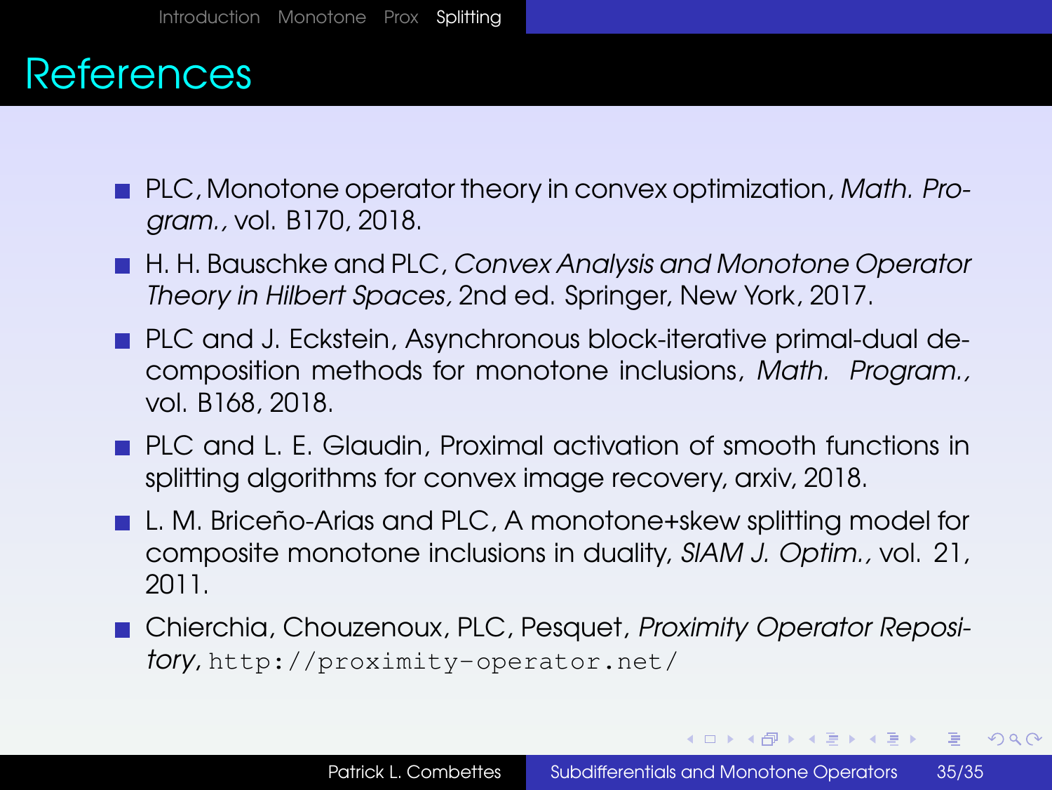# References

- PLC, Monotone operator theory in convex optimization, *Math. Program.*, vol. B170, 2018.
- H. H. Bauschke and PLC, *Convex Analysis and Monotone Operator Theory in Hilbert Spaces*, 2nd ed. Springer, New York, 2017.
- PLC and J. Eckstein, Asynchronous block-iterative primal-dual decomposition methods for monotone inclusions, *Math. Program.*, vol. B168, 2018.
- PLC and L. E. Glaudin, Proximal activation of smooth functions in splitting algorithms for convex image recovery, arxiv, 2018.
- L. M. Briceño-Arias and PLC, A monotone+skew splitting model for composite monotone inclusions in duality, *SIAM J. Optim.*, vol. 21, 2011.
- Chierchia, Chouzenoux, PLC, Pesquet, *Proximity Operator Repository*, `http://proximity-operator.net/`